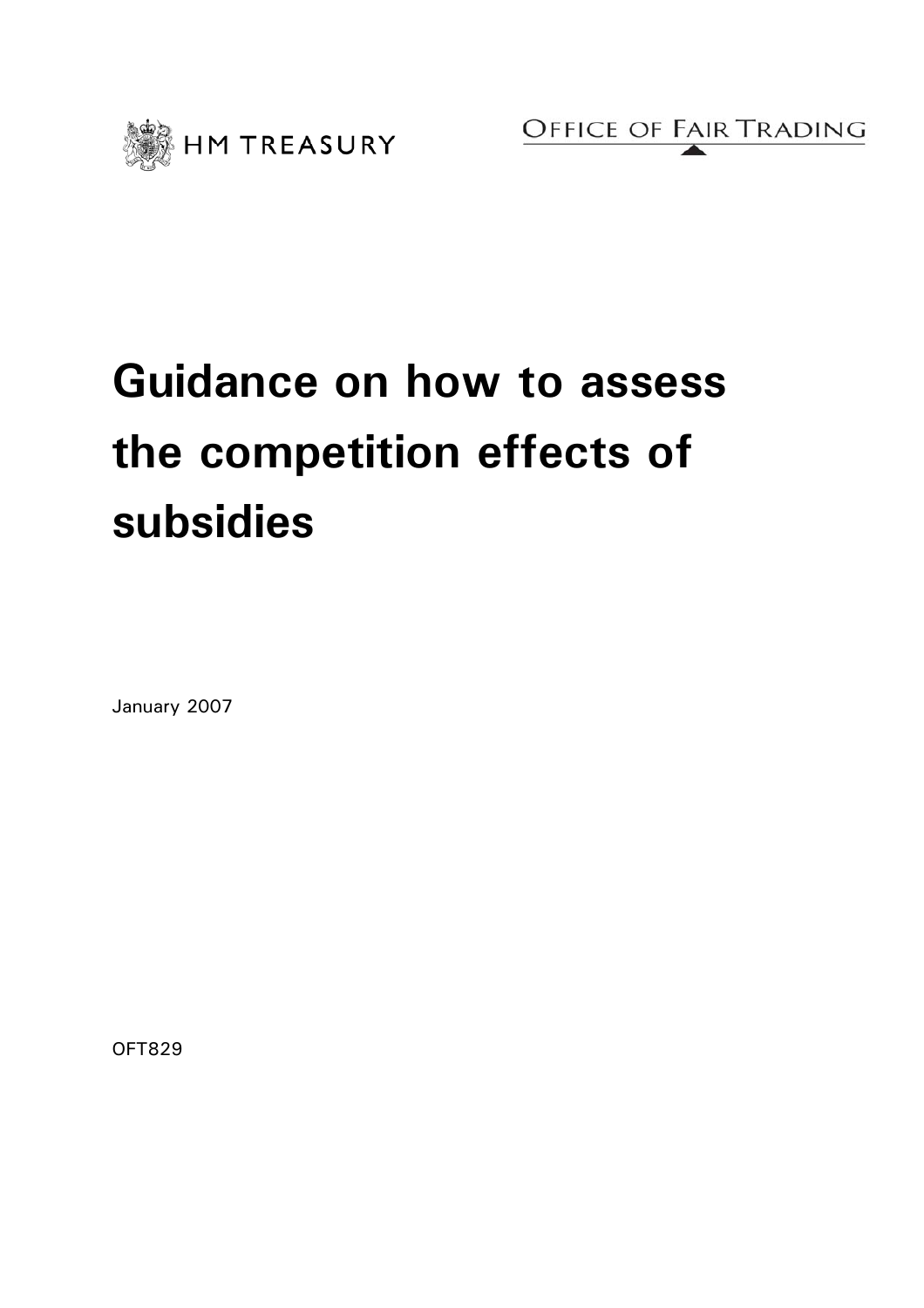HM TREASURY

OFFICE OF FAIR TRADING

# Guidance on how to assess the competition effects of subsidies

January 2007

OFT829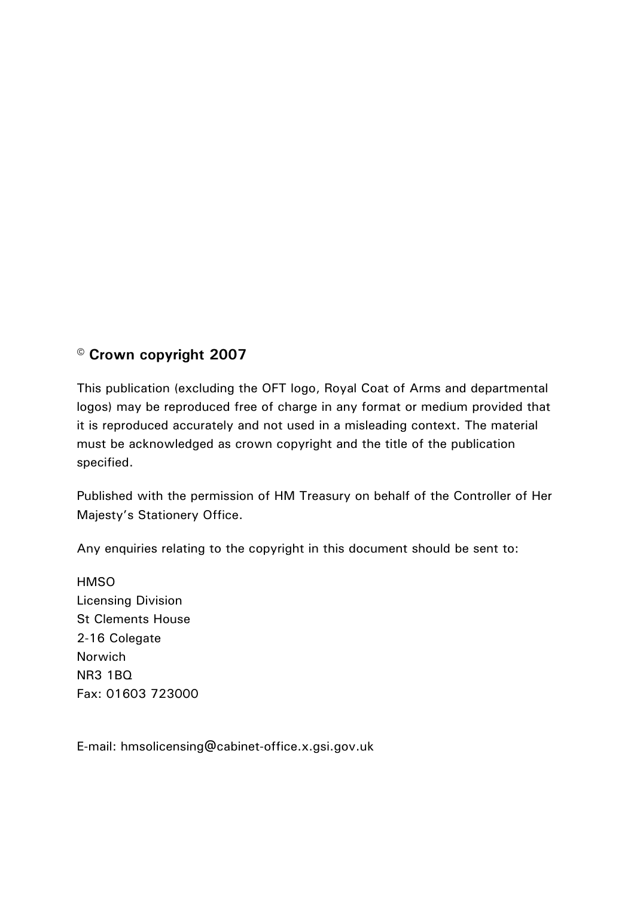**© Crown copyright 2007**

This publication (excluding the OFT logo, Royal Coat of Arms and departmental logos) may be reproduced free of charge in any format or medium provided that it is reproduced accurately and not used in a misleading context. The material must be acknowledged as crown copyright and the title of the publication specified.

Published with the permission of HM Treasury on behalf of the Controller of Her Majesty's Stationery Office.

Any enquiries relating to the copyright in this document should be sent to:

HMSO
Licensing Division
St Clements House
2-16 Colegate
Norwich
NR3 1BQ
Fax: 01603 723000

E-mail: hmsolicensing@cabinet-office.x.gsi.gov.uk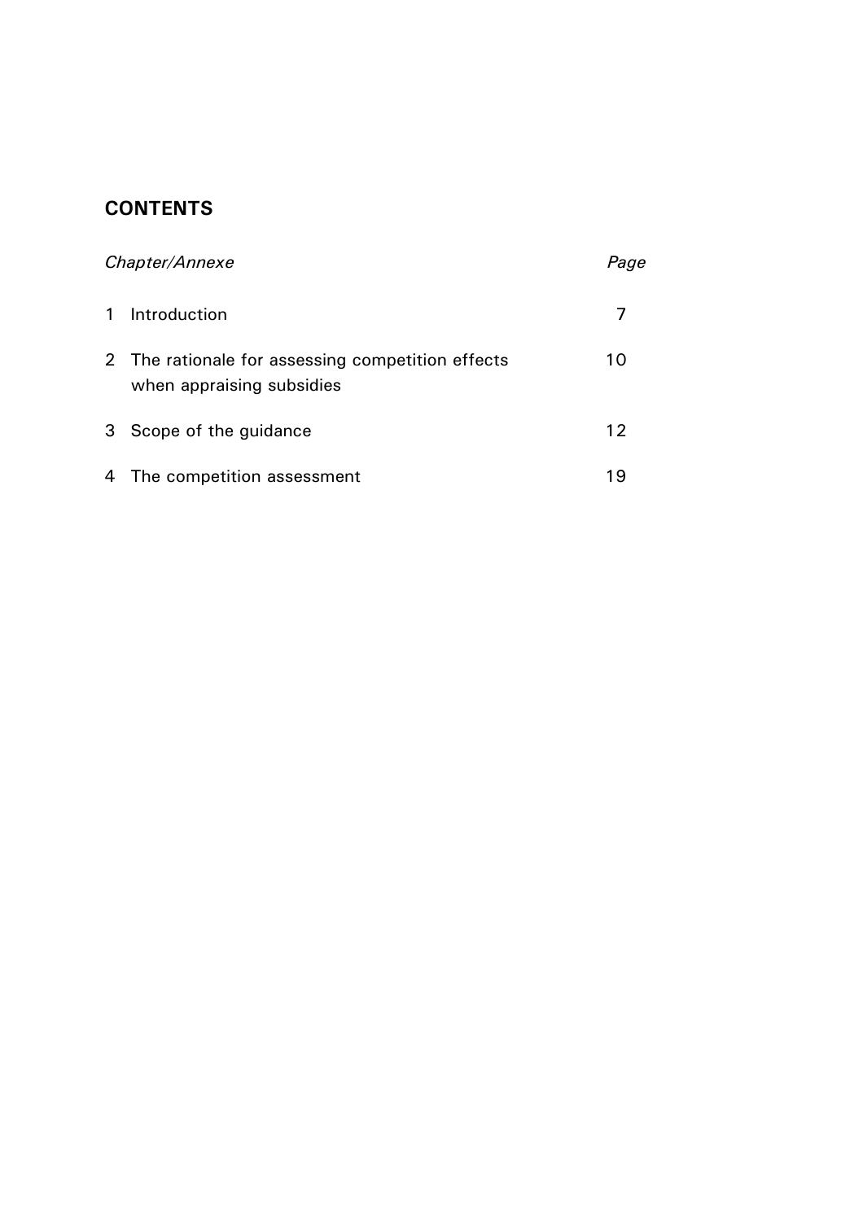## CONTENTS

| *Chapter/Annexe* | *Page* |
|---|---|
| 1 Introduction | 7 |
| 2 The rationale for assessing competition effects when appraising subsidies | 10 |
| 3 Scope of the guidance | 12 |
| 4 The competition assessment | 19 |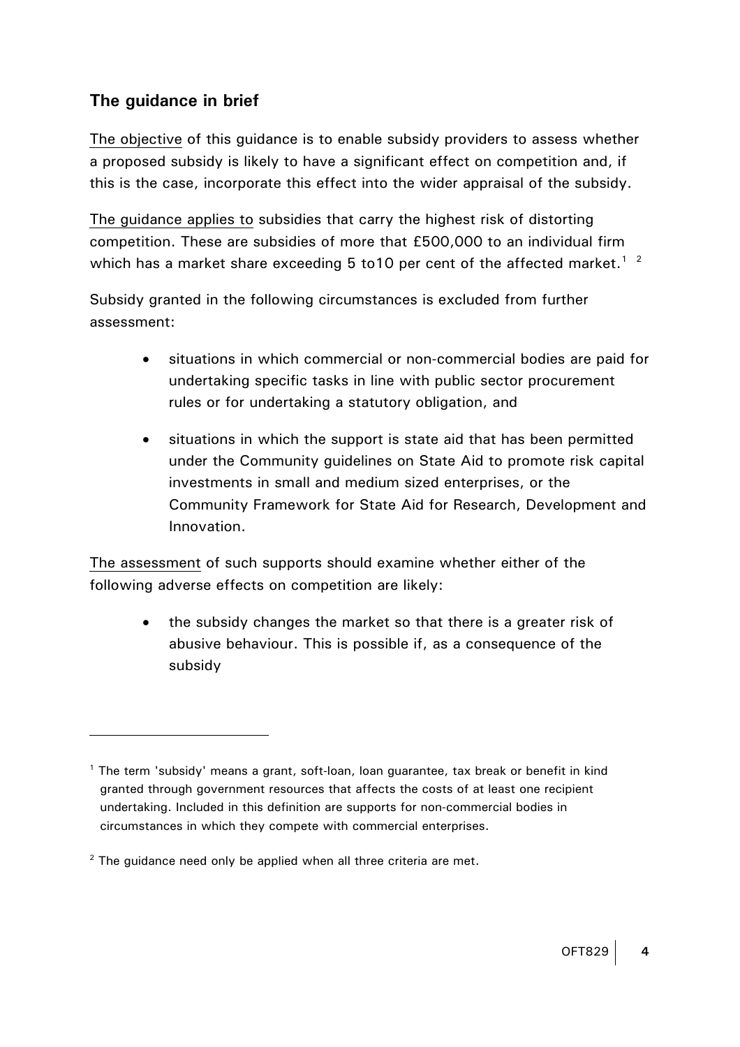## The guidance in brief

The objective of this guidance is to enable subsidy providers to assess whether a proposed subsidy is likely to have a significant effect on competition and, if this is the case, incorporate this effect into the wider appraisal of the subsidy.

The guidance applies to subsidies that carry the highest risk of distorting competition. These are subsidies of more that £500,000 to an individual firm which has a market share exceeding 5 to10 per cent of the affected market.[1] [2]

Subsidy granted in the following circumstances is excluded from further assessment:

- situations in which commercial or non-commercial bodies are paid for undertaking specific tasks in line with public sector procurement rules or for undertaking a statutory obligation, and
- situations in which the support is state aid that has been permitted under the Community guidelines on State Aid to promote risk capital investments in small and medium sized enterprises, or the Community Framework for State Aid for Research, Development and Innovation.

The assessment of such supports should examine whether either of the following adverse effects on competition are likely:

- the subsidy changes the market so that there is a greater risk of abusive behaviour. This is possible if, as a consequence of the subsidy

---

[1] The term 'subsidy' means a grant, soft-loan, loan guarantee, tax break or benefit in kind granted through government resources that affects the costs of at least one recipient undertaking. Included in this definition are supports for non-commercial bodies in circumstances in which they compete with commercial enterprises.

[2] The guidance need only be applied when all three criteria are met.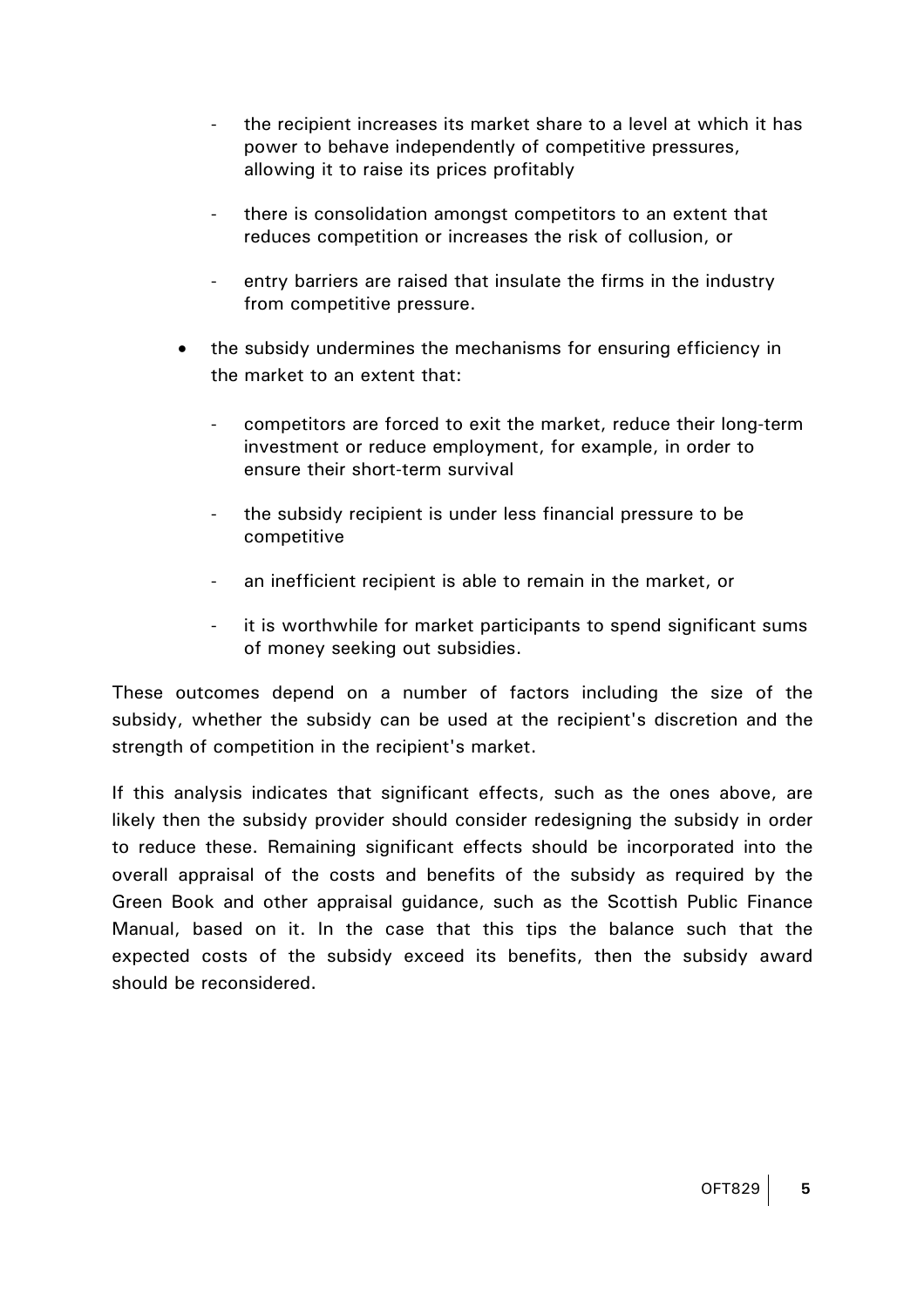- the recipient increases its market share to a level at which it has power to behave independently of competitive pressures, allowing it to raise its prices profitably
  - there is consolidation amongst competitors to an extent that reduces competition or increases the risk of collusion, or
  - entry barriers are raised that insulate the firms in the industry from competitive pressure.

- the subsidy undermines the mechanisms for ensuring efficiency in the market to an extent that:
  - competitors are forced to exit the market, reduce their long-term investment or reduce employment, for example, in order to ensure their short-term survival
  - the subsidy recipient is under less financial pressure to be competitive
  - an inefficient recipient is able to remain in the market, or
  - it is worthwhile for market participants to spend significant sums of money seeking out subsidies.

These outcomes depend on a number of factors including the size of the subsidy, whether the subsidy can be used at the recipient's discretion and the strength of competition in the recipient's market.

If this analysis indicates that significant effects, such as the ones above, are likely then the subsidy provider should consider redesigning the subsidy in order to reduce these. Remaining significant effects should be incorporated into the overall appraisal of the costs and benefits of the subsidy as required by the Green Book and other appraisal guidance, such as the Scottish Public Finance Manual, based on it. In the case that this tips the balance such that the expected costs of the subsidy exceed its benefits, then the subsidy award should be reconsidered.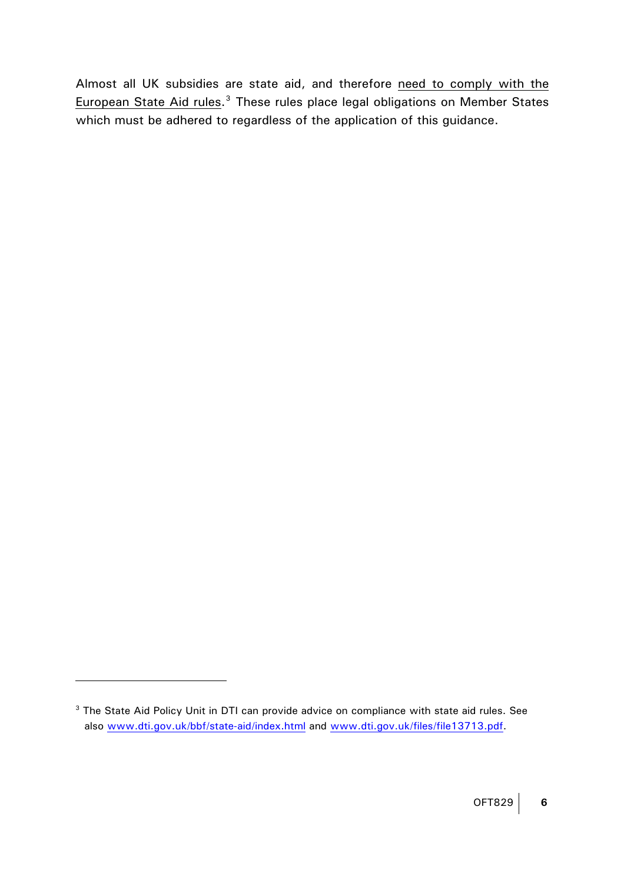Almost all UK subsidies are state aid, and therefore need to comply with the European State Aid rules.[3] These rules place legal obligations on Member States which must be adhered to regardless of the application of this guidance.

---

[3] The State Aid Policy Unit in DTI can provide advice on compliance with state aid rules. See also www.dti.gov.uk/bbf/state-aid/index.html and www.dti.gov.uk/files/file13713.pdf.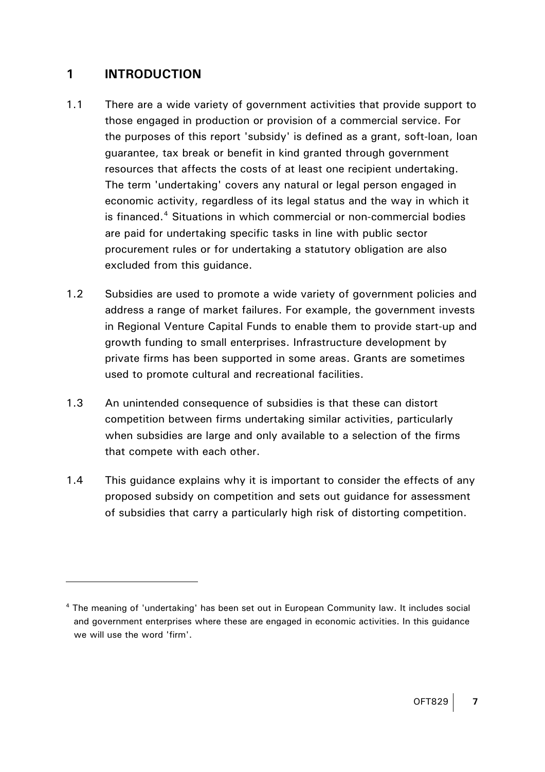# 1 INTRODUCTION

1.1 There are a wide variety of government activities that provide support to those engaged in production or provision of a commercial service. For the purposes of this report 'subsidy' is defined as a grant, soft-loan, loan guarantee, tax break or benefit in kind granted through government resources that affects the costs of at least one recipient undertaking. The term 'undertaking' covers any natural or legal person engaged in economic activity, regardless of its legal status and the way in which it is financed.[4] Situations in which commercial or non-commercial bodies are paid for undertaking specific tasks in line with public sector procurement rules or for undertaking a statutory obligation are also excluded from this guidance.

1.2 Subsidies are used to promote a wide variety of government policies and address a range of market failures. For example, the government invests in Regional Venture Capital Funds to enable them to provide start-up and growth funding to small enterprises. Infrastructure development by private firms has been supported in some areas. Grants are sometimes used to promote cultural and recreational facilities.

1.3 An unintended consequence of subsidies is that these can distort competition between firms undertaking similar activities, particularly when subsidies are large and only available to a selection of the firms that compete with each other.

1.4 This guidance explains why it is important to consider the effects of any proposed subsidy on competition and sets out guidance for assessment of subsidies that carry a particularly high risk of distorting competition.

---

[4] The meaning of 'undertaking' has been set out in European Community law. It includes social and government enterprises where these are engaged in economic activities. In this guidance we will use the word 'firm'.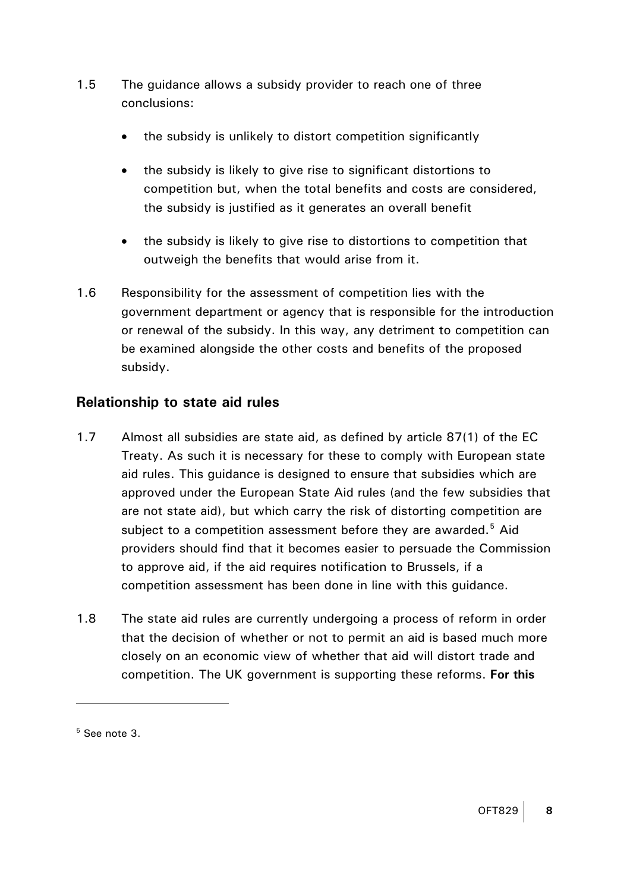1.5 The guidance allows a subsidy provider to reach one of three conclusions:

- the subsidy is unlikely to distort competition significantly
- the subsidy is likely to give rise to significant distortions to competition but, when the total benefits and costs are considered, the subsidy is justified as it generates an overall benefit
- the subsidy is likely to give rise to distortions to competition that outweigh the benefits that would arise from it.

1.6 Responsibility for the assessment of competition lies with the government department or agency that is responsible for the introduction or renewal of the subsidy. In this way, any detriment to competition can be examined alongside the other costs and benefits of the proposed subsidy.

## Relationship to state aid rules

1.7 Almost all subsidies are state aid, as defined by article 87(1) of the EC Treaty. As such it is necessary for these to comply with European state aid rules. This guidance is designed to ensure that subsidies which are approved under the European State Aid rules (and the few subsidies that are not state aid), but which carry the risk of distorting competition are subject to a competition assessment before they are awarded.[5] Aid providers should find that it becomes easier to persuade the Commission to approve aid, if the aid requires notification to Brussels, if a competition assessment has been done in line with this guidance.

1.8 The state aid rules are currently undergoing a process of reform in order that the decision of whether or not to permit an aid is based much more closely on an economic view of whether that aid will distort trade and competition. The UK government is supporting these reforms. **For this**

---

[5] See note 3.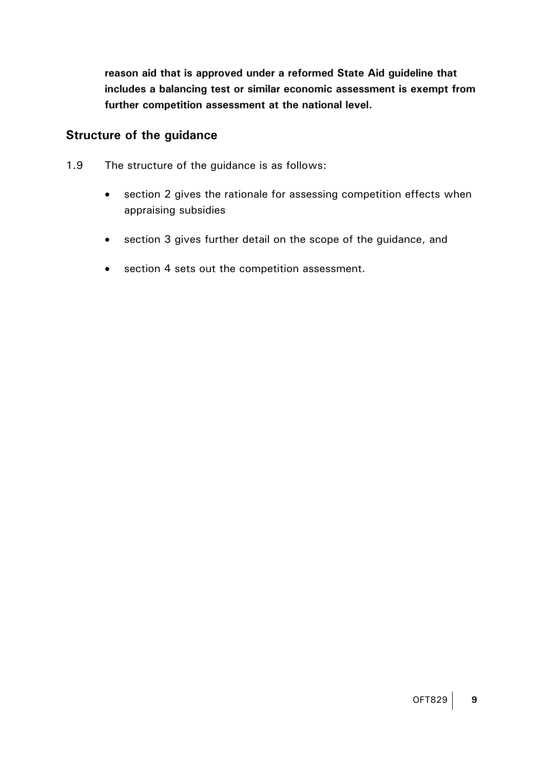**reason aid that is approved under a reformed State Aid guideline that includes a balancing test or similar economic assessment is exempt from further competition assessment at the national level.**

## Structure of the guidance

1.9 The structure of the guidance is as follows:

- section 2 gives the rationale for assessing competition effects when appraising subsidies
- section 3 gives further detail on the scope of the guidance, and
- section 4 sets out the competition assessment.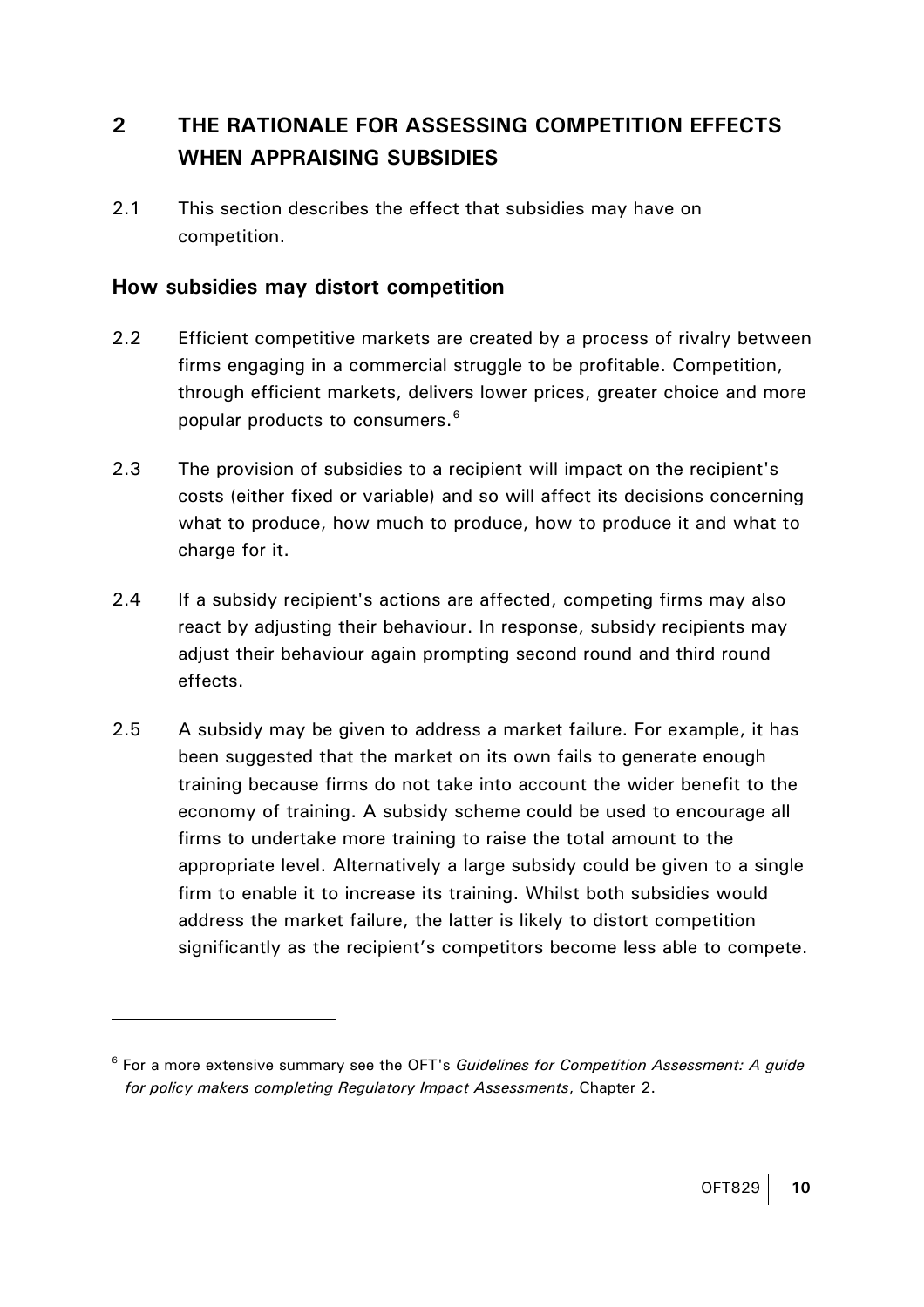## 2 THE RATIONALE FOR ASSESSING COMPETITION EFFECTS WHEN APPRAISING SUBSIDIES

2.1 This section describes the effect that subsidies may have on competition.

### How subsidies may distort competition

2.2 Efficient competitive markets are created by a process of rivalry between firms engaging in a commercial struggle to be profitable. Competition, through efficient markets, delivers lower prices, greater choice and more popular products to consumers.[6]

2.3 The provision of subsidies to a recipient will impact on the recipient's costs (either fixed or variable) and so will affect its decisions concerning what to produce, how much to produce, how to produce it and what to charge for it.

2.4 If a subsidy recipient's actions are affected, competing firms may also react by adjusting their behaviour. In response, subsidy recipients may adjust their behaviour again prompting second round and third round effects.

2.5 A subsidy may be given to address a market failure. For example, it has been suggested that the market on its own fails to generate enough training because firms do not take into account the wider benefit to the economy of training. A subsidy scheme could be used to encourage all firms to undertake more training to raise the total amount to the appropriate level. Alternatively a large subsidy could be given to a single firm to enable it to increase its training. Whilst both subsidies would address the market failure, the latter is likely to distort competition significantly as the recipient's competitors become less able to compete.

---

[6] For a more extensive summary see the OFT's *Guidelines for Competition Assessment: A guide for policy makers completing Regulatory Impact Assessments*, Chapter 2.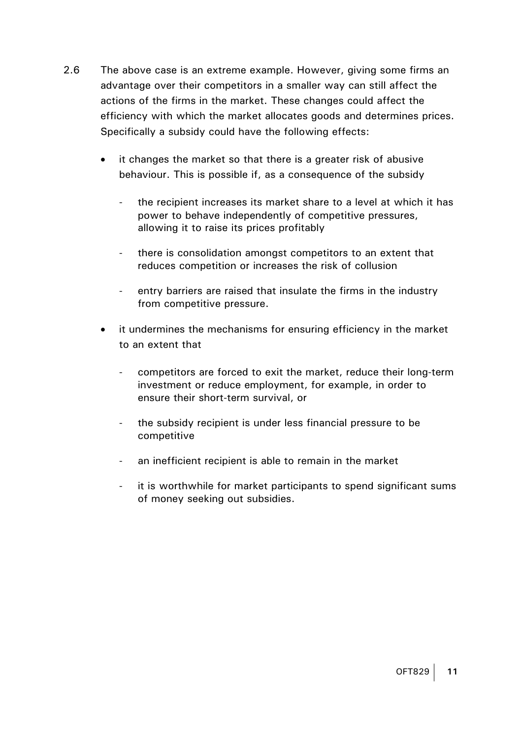2.6 The above case is an extreme example. However, giving some firms an advantage over their competitors in a smaller way can still affect the actions of the firms in the market. These changes could affect the efficiency with which the market allocates goods and determines prices. Specifically a subsidy could have the following effects:

- it changes the market so that there is a greater risk of abusive behaviour. This is possible if, as a consequence of the subsidy
  - the recipient increases its market share to a level at which it has power to behave independently of competitive pressures, allowing it to raise its prices profitably
  - there is consolidation amongst competitors to an extent that reduces competition or increases the risk of collusion
  - entry barriers are raised that insulate the firms in the industry from competitive pressure.
- it undermines the mechanisms for ensuring efficiency in the market to an extent that
  - competitors are forced to exit the market, reduce their long-term investment or reduce employment, for example, in order to ensure their short-term survival, or
  - the subsidy recipient is under less financial pressure to be competitive
  - an inefficient recipient is able to remain in the market
  - it is worthwhile for market participants to spend significant sums of money seeking out subsidies.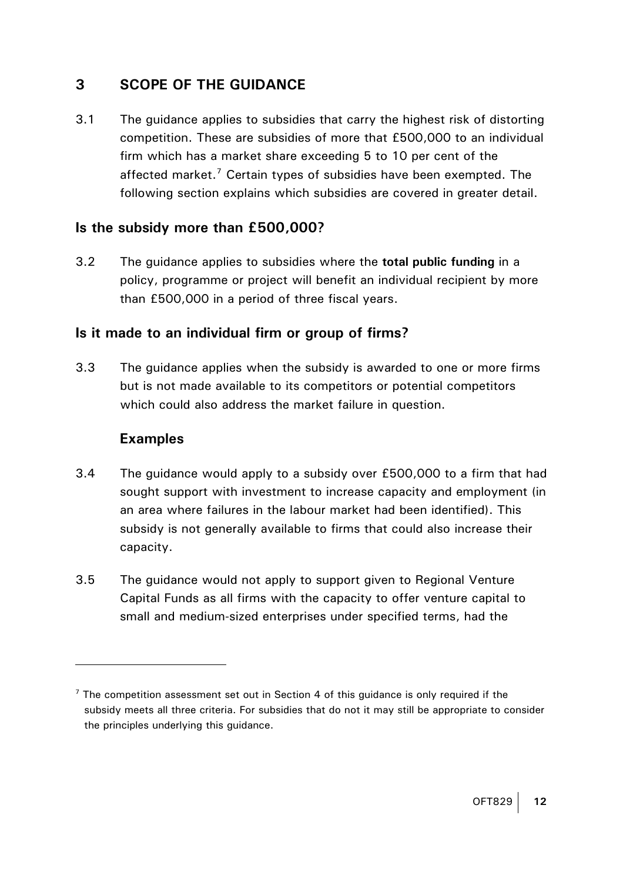## 3 SCOPE OF THE GUIDANCE

3.1 The guidance applies to subsidies that carry the highest risk of distorting competition. These are subsidies of more that £500,000 to an individual firm which has a market share exceeding 5 to 10 per cent of the affected market.[7] Certain types of subsidies have been exempted. The following section explains which subsidies are covered in greater detail.

### Is the subsidy more than £500,000?

3.2 The guidance applies to subsidies where the **total public funding** in a policy, programme or project will benefit an individual recipient by more than £500,000 in a period of three fiscal years.

### Is it made to an individual firm or group of firms?

3.3 The guidance applies when the subsidy is awarded to one or more firms but is not made available to its competitors or potential competitors which could also address the market failure in question.

#### Examples

3.4 The guidance would apply to a subsidy over £500,000 to a firm that had sought support with investment to increase capacity and employment (in an area where failures in the labour market had been identified). This subsidy is not generally available to firms that could also increase their capacity.

3.5 The guidance would not apply to support given to Regional Venture Capital Funds as all firms with the capacity to offer venture capital to small and medium-sized enterprises under specified terms, had the

---

[7] The competition assessment set out in Section 4 of this guidance is only required if the subsidy meets all three criteria. For subsidies that do not it may still be appropriate to consider the principles underlying this guidance.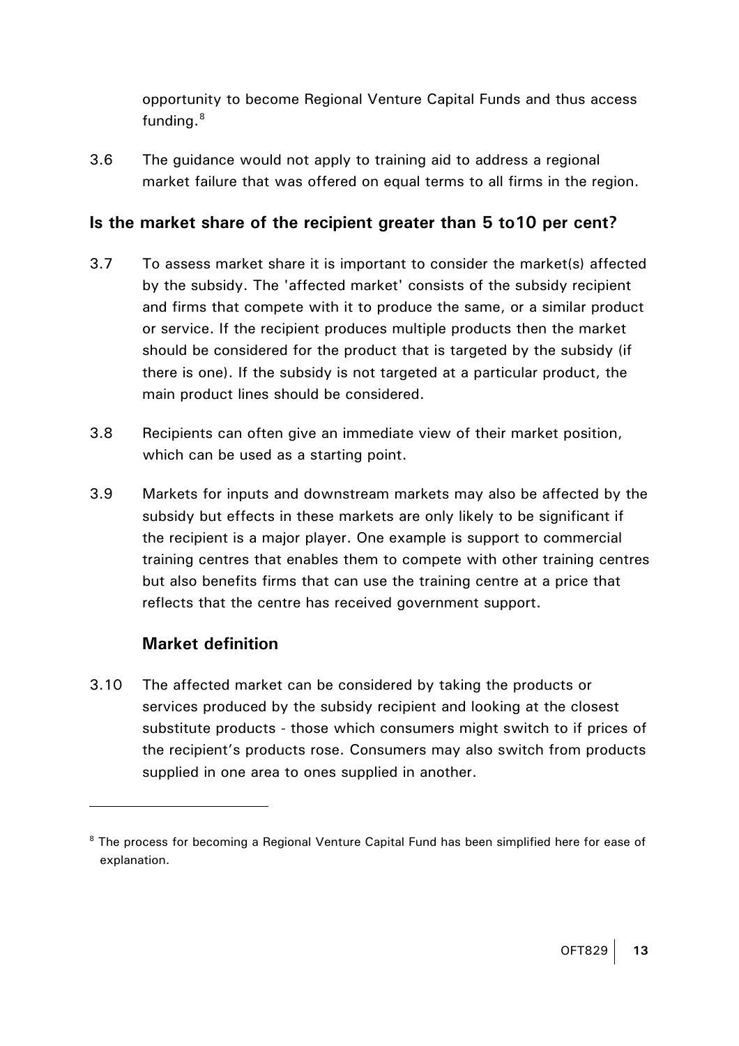opportunity to become Regional Venture Capital Funds and thus access funding.[8]

3.6 The guidance would not apply to training aid to address a regional market failure that was offered on equal terms to all firms in the region.

## Is the market share of the recipient greater than 5 to10 per cent?

3.7 To assess market share it is important to consider the market(s) affected by the subsidy. The 'affected market' consists of the subsidy recipient and firms that compete with it to produce the same, or a similar product or service. If the recipient produces multiple products then the market should be considered for the product that is targeted by the subsidy (if there is one). If the subsidy is not targeted at a particular product, the main product lines should be considered.

3.8 Recipients can often give an immediate view of their market position, which can be used as a starting point.

3.9 Markets for inputs and downstream markets may also be affected by the subsidy but effects in these markets are only likely to be significant if the recipient is a major player. One example is support to commercial training centres that enables them to compete with other training centres but also benefits firms that can use the training centre at a price that reflects that the centre has received government support.

### Market definition

3.10 The affected market can be considered by taking the products or services produced by the subsidy recipient and looking at the closest substitute products - those which consumers might switch to if prices of the recipient's products rose. Consumers may also switch from products supplied in one area to ones supplied in another.

---

[8] The process for becoming a Regional Venture Capital Fund has been simplified here for ease of explanation.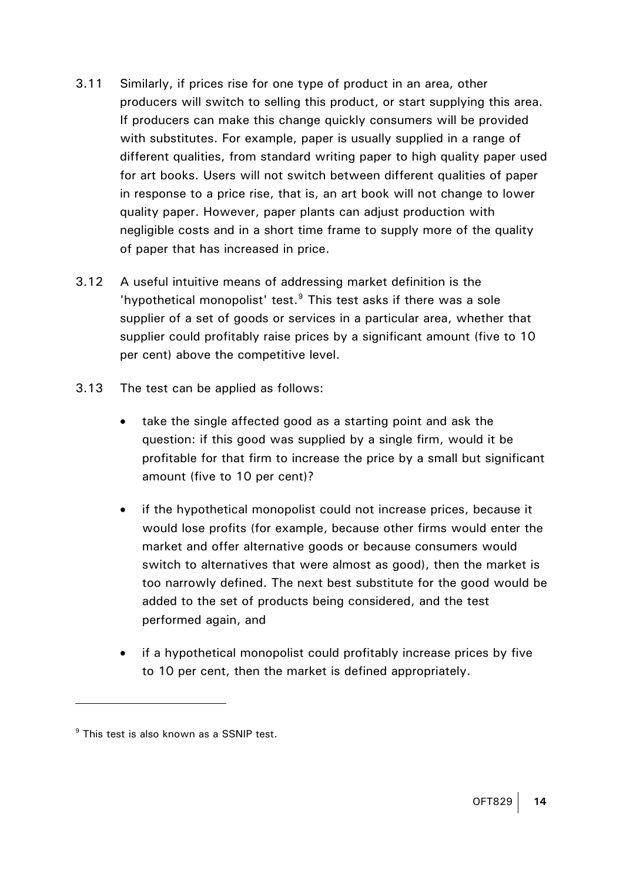3.11 Similarly, if prices rise for one type of product in an area, other producers will switch to selling this product, or start supplying this area. If producers can make this change quickly consumers will be provided with substitutes. For example, paper is usually supplied in a range of different qualities, from standard writing paper to high quality paper used for art books. Users will not switch between different qualities of paper in response to a price rise, that is, an art book will not change to lower quality paper. However, paper plants can adjust production with negligible costs and in a short time frame to supply more of the quality of paper that has increased in price.

3.12 A useful intuitive means of addressing market definition is the 'hypothetical monopolist' test.[9] This test asks if there was a sole supplier of a set of goods or services in a particular area, whether that supplier could profitably raise prices by a significant amount (five to 10 per cent) above the competitive level.

3.13 The test can be applied as follows:

- take the single affected good as a starting point and ask the question: if this good was supplied by a single firm, would it be profitable for that firm to increase the price by a small but significant amount (five to 10 per cent)?

- if the hypothetical monopolist could not increase prices, because it would lose profits (for example, because other firms would enter the market and offer alternative goods or because consumers would switch to alternatives that were almost as good), then the market is too narrowly defined. The next best substitute for the good would be added to the set of products being considered, and the test performed again, and

- if a hypothetical monopolist could profitably increase prices by five to 10 per cent, then the market is defined appropriately.

---

[9] This test is also known as a SSNIP test.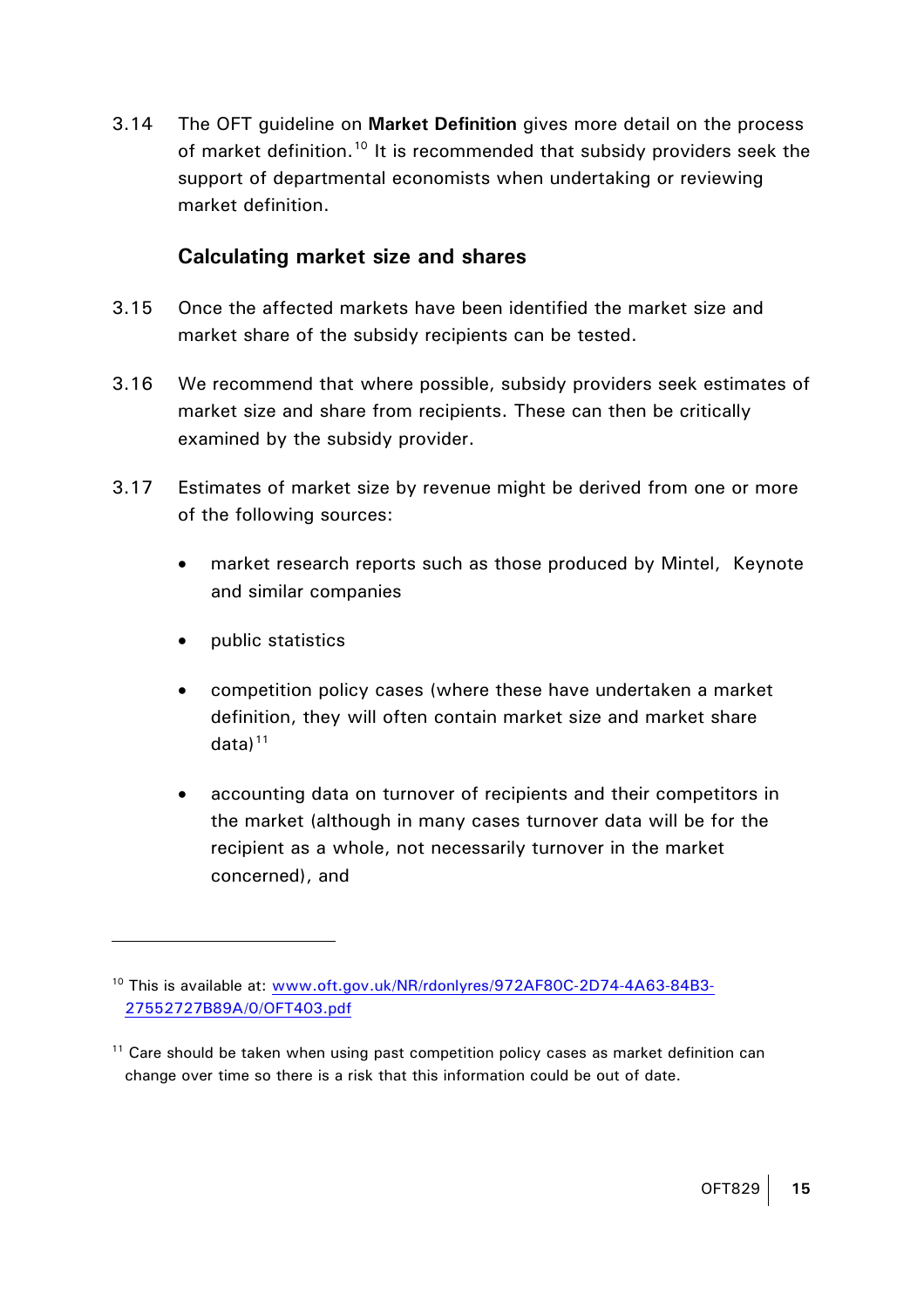3.14 The OFT guideline on **Market Definition** gives more detail on the process of market definition.[10] It is recommended that subsidy providers seek the support of departmental economists when undertaking or reviewing market definition.

### Calculating market size and shares

3.15 Once the affected markets have been identified the market size and market share of the subsidy recipients can be tested.

3.16 We recommend that where possible, subsidy providers seek estimates of market size and share from recipients. These can then be critically examined by the subsidy provider.

3.17 Estimates of market size by revenue might be derived from one or more of the following sources:

- market research reports such as those produced by Mintel, Keynote and similar companies
- public statistics
- competition policy cases (where these have undertaken a market definition, they will often contain market size and market share data)[11]
- accounting data on turnover of recipients and their competitors in the market (although in many cases turnover data will be for the recipient as a whole, not necessarily turnover in the market concerned), and

---

[10] This is available at: www.oft.gov.uk/NR/rdonlyres/972AF80C-2D74-4A63-84B3-27552727B89A/0/OFT403.pdf

[11] Care should be taken when using past competition policy cases as market definition can change over time so there is a risk that this information could be out of date.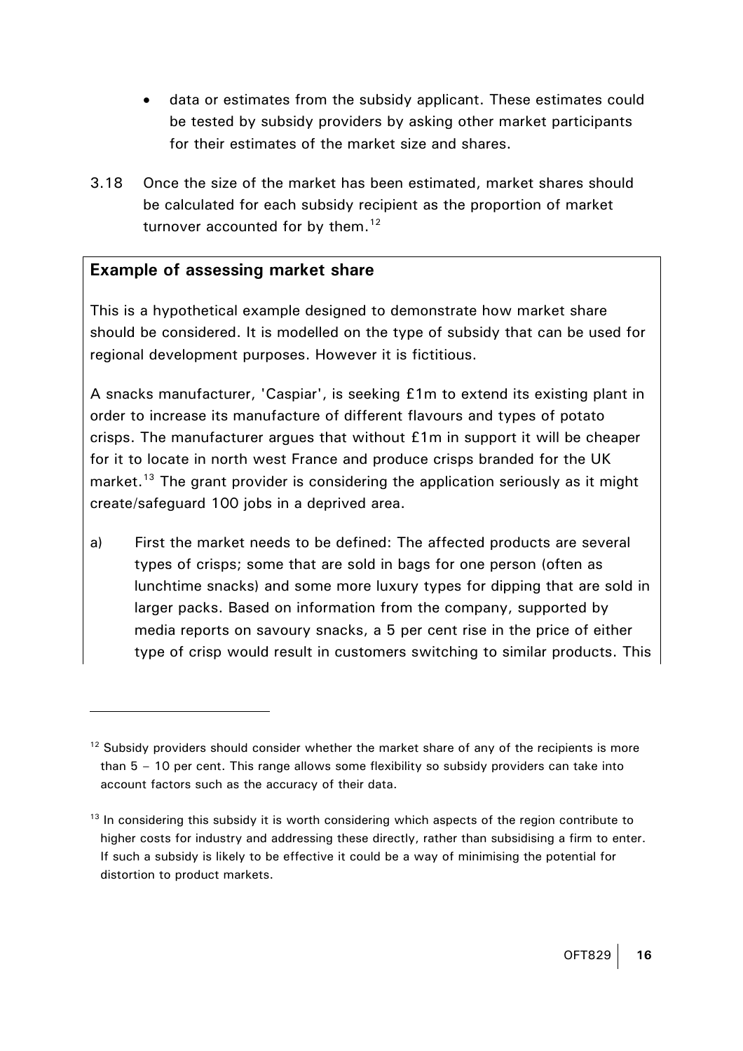- data or estimates from the subsidy applicant. These estimates could be tested by subsidy providers by asking other market participants for their estimates of the market size and shares.

3.18 Once the size of the market has been estimated, market shares should be calculated for each subsidy recipient as the proportion of market turnover accounted for by them.[12]

**Example of assessing market share**

This is a hypothetical example designed to demonstrate how market share should be considered. It is modelled on the type of subsidy that can be used for regional development purposes. However it is fictitious.

A snacks manufacturer, 'Caspiar', is seeking £1m to extend its existing plant in order to increase its manufacture of different flavours and types of potato crisps. The manufacturer argues that without £1m in support it will be cheaper for it to locate in north west France and produce crisps branded for the UK market.[13] The grant provider is considering the application seriously as it might create/safeguard 100 jobs in a deprived area.

a) First the market needs to be defined: The affected products are several types of crisps; some that are sold in bags for one person (often as lunchtime snacks) and some more luxury types for dipping that are sold in larger packs. Based on information from the company, supported by media reports on savoury snacks, a 5 per cent rise in the price of either type of crisp would result in customers switching to similar products. This

---

[12] Subsidy providers should consider whether the market share of any of the recipients is more than 5 – 10 per cent. This range allows some flexibility so subsidy providers can take into account factors such as the accuracy of their data.

[13] In considering this subsidy it is worth considering which aspects of the region contribute to higher costs for industry and addressing these directly, rather than subsidising a firm to enter. If such a subsidy is likely to be effective it could be a way of minimising the potential for distortion to product markets.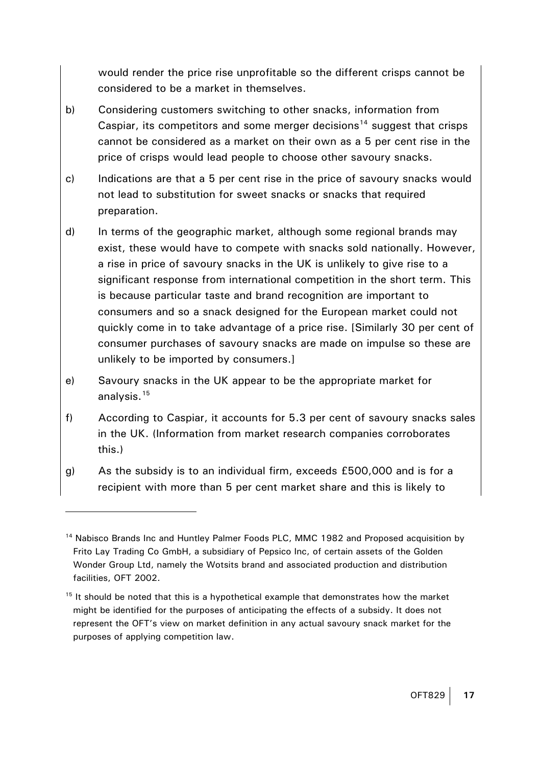would render the price rise unprofitable so the different crisps cannot be considered to be a market in themselves.

b) Considering customers switching to other snacks, information from Caspiar, its competitors and some merger decisions[14] suggest that crisps cannot be considered as a market on their own as a 5 per cent rise in the price of crisps would lead people to choose other savoury snacks.

c) Indications are that a 5 per cent rise in the price of savoury snacks would not lead to substitution for sweet snacks or snacks that required preparation.

d) In terms of the geographic market, although some regional brands may exist, these would have to compete with snacks sold nationally. However, a rise in price of savoury snacks in the UK is unlikely to give rise to a significant response from international competition in the short term. This is because particular taste and brand recognition are important to consumers and so a snack designed for the European market could not quickly come in to take advantage of a price rise. [Similarly 30 per cent of consumer purchases of savoury snacks are made on impulse so these are unlikely to be imported by consumers.]

e) Savoury snacks in the UK appear to be the appropriate market for analysis.[15]

f) According to Caspiar, it accounts for 5.3 per cent of savoury snacks sales in the UK. (Information from market research companies corroborates this.)

g) As the subsidy is to an individual firm, exceeds £500,000 and is for a recipient with more than 5 per cent market share and this is likely to

---

[14] Nabisco Brands Inc and Huntley Palmer Foods PLC, MMC 1982 and Proposed acquisition by Frito Lay Trading Co GmbH, a subsidiary of Pepsico Inc, of certain assets of the Golden Wonder Group Ltd, namely the Wotsits brand and associated production and distribution facilities, OFT 2002.

[15] It should be noted that this is a hypothetical example that demonstrates how the market might be identified for the purposes of anticipating the effects of a subsidy. It does not represent the OFT's view on market definition in any actual savoury snack market for the purposes of applying competition law.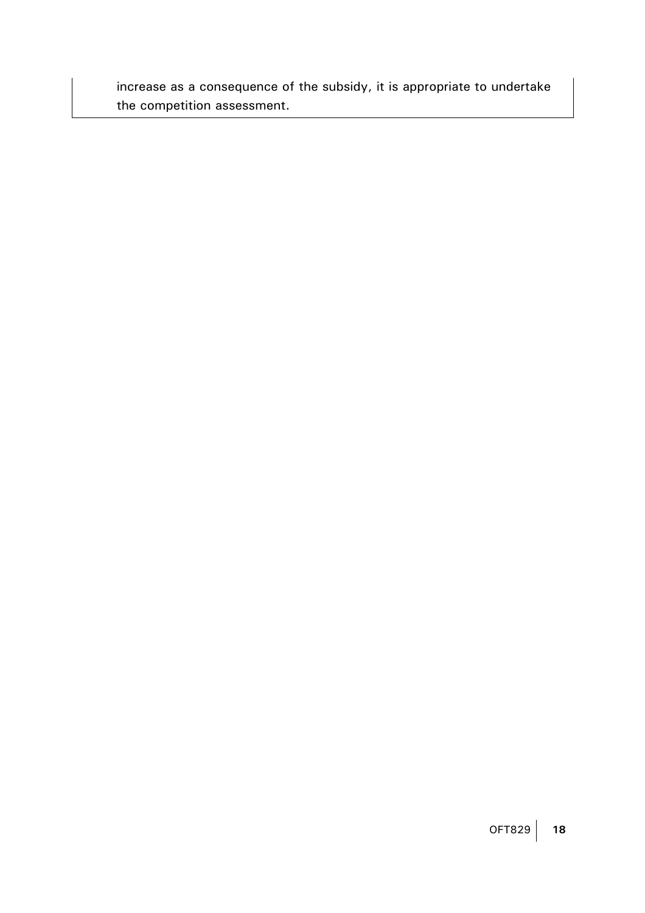increase as a consequence of the subsidy, it is appropriate to undertake the competition assessment.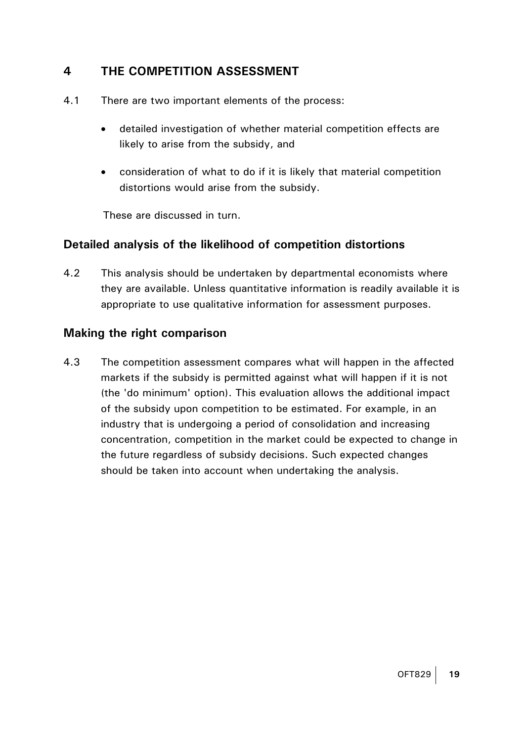## 4 THE COMPETITION ASSESSMENT

4.1 There are two important elements of the process:

- detailed investigation of whether material competition effects are likely to arise from the subsidy, and
- consideration of what to do if it is likely that material competition distortions would arise from the subsidy.

These are discussed in turn.

### Detailed analysis of the likelihood of competition distortions

4.2 This analysis should be undertaken by departmental economists where they are available. Unless quantitative information is readily available it is appropriate to use qualitative information for assessment purposes.

### Making the right comparison

4.3 The competition assessment compares what will happen in the affected markets if the subsidy is permitted against what will happen if it is not (the 'do minimum' option). This evaluation allows the additional impact of the subsidy upon competition to be estimated. For example, in an industry that is undergoing a period of consolidation and increasing concentration, competition in the market could be expected to change in the future regardless of subsidy decisions. Such expected changes should be taken into account when undertaking the analysis.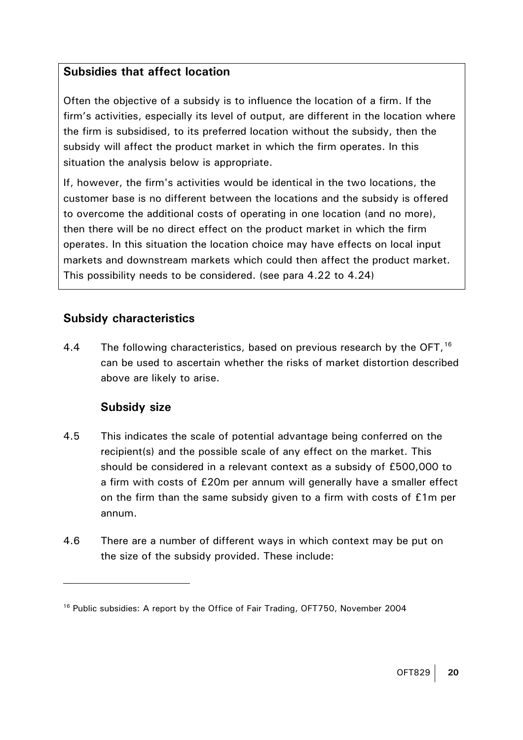**Subsidies that affect location**

Often the objective of a subsidy is to influence the location of a firm. If the firm's activities, especially its level of output, are different in the location where the firm is subsidised, to its preferred location without the subsidy, then the subsidy will affect the product market in which the firm operates. In this situation the analysis below is appropriate.

If, however, the firm's activities would be identical in the two locations, the customer base is no different between the locations and the subsidy is offered to overcome the additional costs of operating in one location (and no more), then there will be no direct effect on the product market in which the firm operates. In this situation the location choice may have effects on local input markets and downstream markets which could then affect the product market. This possibility needs to be considered. (see para 4.22 to 4.24)

## Subsidy characteristics

4.4 The following characteristics, based on previous research by the OFT,[16] can be used to ascertain whether the risks of market distortion described above are likely to arise.

### Subsidy size

4.5 This indicates the scale of potential advantage being conferred on the recipient(s) and the possible scale of any effect on the market. This should be considered in a relevant context as a subsidy of £500,000 to a firm with costs of £20m per annum will generally have a smaller effect on the firm than the same subsidy given to a firm with costs of £1m per annum.

4.6 There are a number of different ways in which context may be put on the size of the subsidy provided. These include:

[16] Public subsidies: A report by the Office of Fair Trading, OFT750, November 2004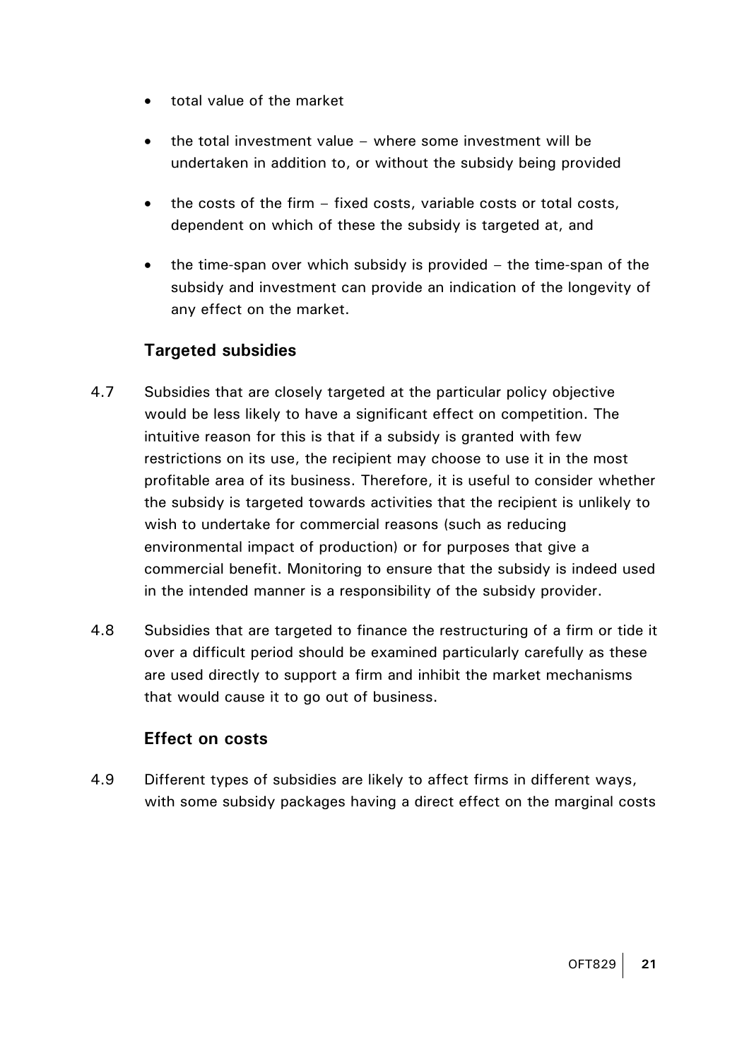- total value of the market
- the total investment value – where some investment will be undertaken in addition to, or without the subsidy being provided
- the costs of the firm – fixed costs, variable costs or total costs, dependent on which of these the subsidy is targeted at, and
- the time-span over which subsidy is provided – the time-span of the subsidy and investment can provide an indication of the longevity of any effect on the market.

### Targeted subsidies

4.7 Subsidies that are closely targeted at the particular policy objective would be less likely to have a significant effect on competition. The intuitive reason for this is that if a subsidy is granted with few restrictions on its use, the recipient may choose to use it in the most profitable area of its business. Therefore, it is useful to consider whether the subsidy is targeted towards activities that the recipient is unlikely to wish to undertake for commercial reasons (such as reducing environmental impact of production) or for purposes that give a commercial benefit. Monitoring to ensure that the subsidy is indeed used in the intended manner is a responsibility of the subsidy provider.

4.8 Subsidies that are targeted to finance the restructuring of a firm or tide it over a difficult period should be examined particularly carefully as these are used directly to support a firm and inhibit the market mechanisms that would cause it to go out of business.

### Effect on costs

4.9 Different types of subsidies are likely to affect firms in different ways, with some subsidy packages having a direct effect on the marginal costs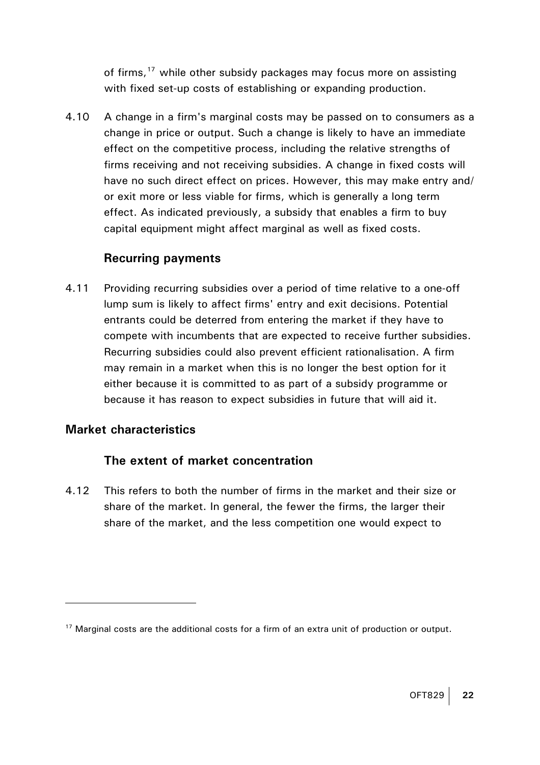of firms,[17] while other subsidy packages may focus more on assisting with fixed set-up costs of establishing or expanding production.

4.10 A change in a firm's marginal costs may be passed on to consumers as a change in price or output. Such a change is likely to have an immediate effect on the competitive process, including the relative strengths of firms receiving and not receiving subsidies. A change in fixed costs will have no such direct effect on prices. However, this may make entry and/or exit more or less viable for firms, which is generally a long term effect. As indicated previously, a subsidy that enables a firm to buy capital equipment might affect marginal as well as fixed costs.

### Recurring payments

4.11 Providing recurring subsidies over a period of time relative to a one-off lump sum is likely to affect firms' entry and exit decisions. Potential entrants could be deterred from entering the market if they have to compete with incumbents that are expected to receive further subsidies. Recurring subsidies could also prevent efficient rationalisation. A firm may remain in a market when this is no longer the best option for it either because it is committed to as part of a subsidy programme or because it has reason to expect subsidies in future that will aid it.

## Market characteristics

### The extent of market concentration

4.12 This refers to both the number of firms in the market and their size or share of the market. In general, the fewer the firms, the larger their share of the market, and the less competition one would expect to

---

[17] Marginal costs are the additional costs for a firm of an extra unit of production or output.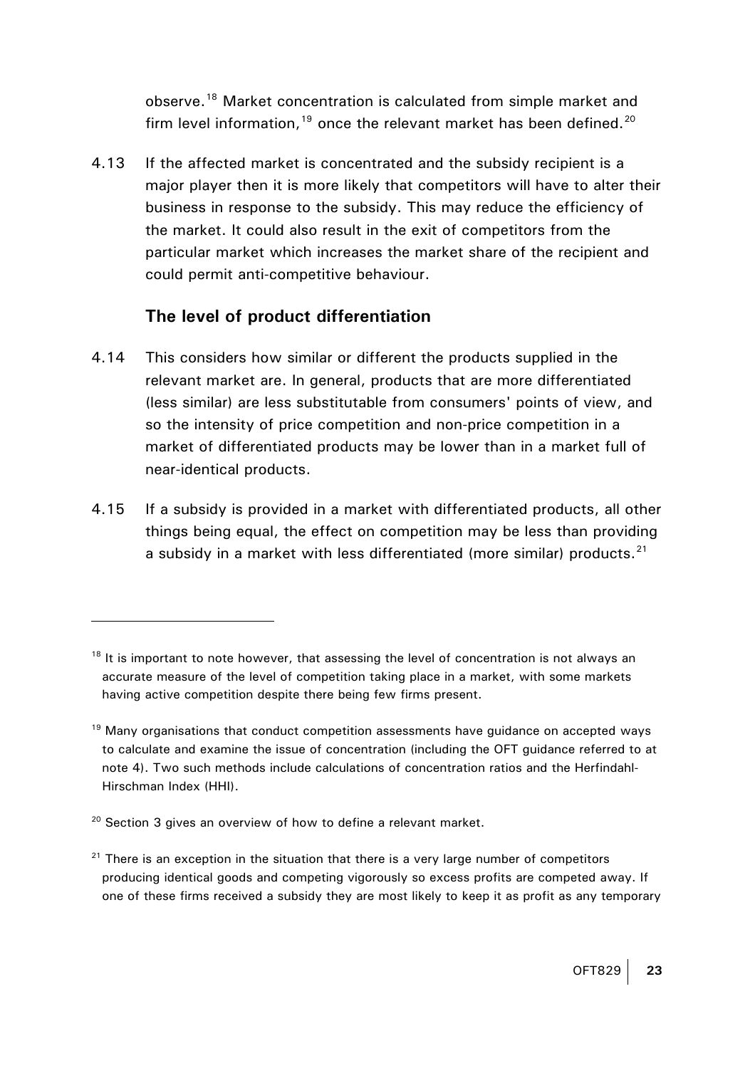observe.[18] Market concentration is calculated from simple market and firm level information,[19] once the relevant market has been defined.[20]

4.13 If the affected market is concentrated and the subsidy recipient is a major player then it is more likely that competitors will have to alter their business in response to the subsidy. This may reduce the efficiency of the market. It could also result in the exit of competitors from the particular market which increases the market share of the recipient and could permit anti-competitive behaviour.

### The level of product differentiation

4.14 This considers how similar or different the products supplied in the relevant market are. In general, products that are more differentiated (less similar) are less substitutable from consumers' points of view, and so the intensity of price competition and non-price competition in a market of differentiated products may be lower than in a market full of near-identical products.

4.15 If a subsidy is provided in a market with differentiated products, all other things being equal, the effect on competition may be less than providing a subsidy in a market with less differentiated (more similar) products.[21]

---

[18] It is important to note however, that assessing the level of concentration is not always an accurate measure of the level of competition taking place in a market, with some markets having active competition despite there being few firms present.

[19] Many organisations that conduct competition assessments have guidance on accepted ways to calculate and examine the issue of concentration (including the OFT guidance referred to at note 4). Two such methods include calculations of concentration ratios and the Herfindahl-Hirschman Index (HHI).

[20] Section 3 gives an overview of how to define a relevant market.

[21] There is an exception in the situation that there is a very large number of competitors producing identical goods and competing vigorously so excess profits are competed away. If one of these firms received a subsidy they are most likely to keep it as profit as any temporary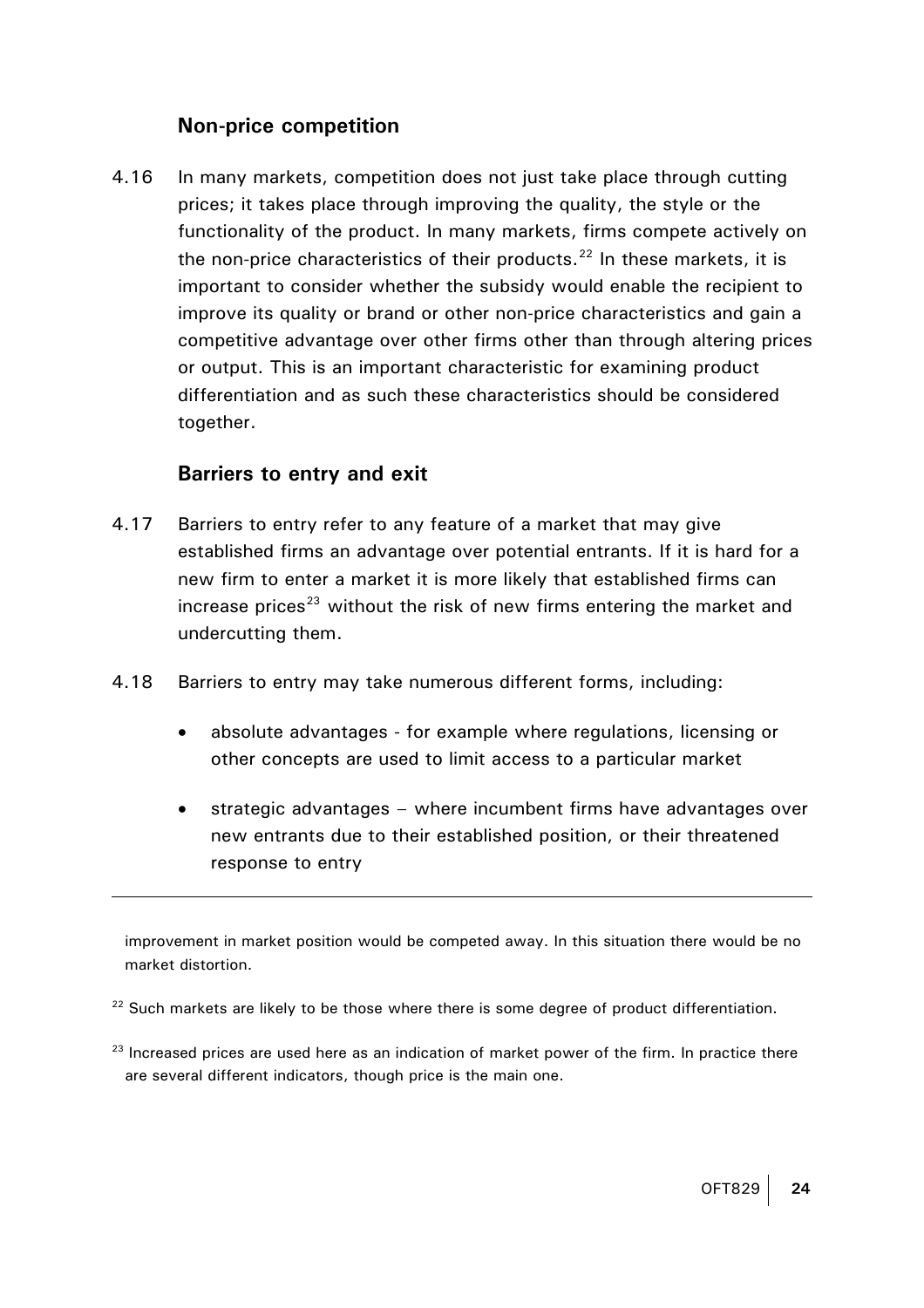### Non-price competition

4.16 In many markets, competition does not just take place through cutting prices; it takes place through improving the quality, the style or the functionality of the product. In many markets, firms compete actively on the non-price characteristics of their products.[22] In these markets, it is important to consider whether the subsidy would enable the recipient to improve its quality or brand or other non-price characteristics and gain a competitive advantage over other firms other than through altering prices or output. This is an important characteristic for examining product differentiation and as such these characteristics should be considered together.

### Barriers to entry and exit

4.17 Barriers to entry refer to any feature of a market that may give established firms an advantage over potential entrants. If it is hard for a new firm to enter a market it is more likely that established firms can increase prices[23] without the risk of new firms entering the market and undercutting them.

4.18 Barriers to entry may take numerous different forms, including:

- absolute advantages - for example where regulations, licensing or other concepts are used to limit access to a particular market
- strategic advantages – where incumbent firms have advantages over new entrants due to their established position, or their threatened response to entry

---

improvement in market position would be competed away. In this situation there would be no market distortion.

[22] Such markets are likely to be those where there is some degree of product differentiation.

[23] Increased prices are used here as an indication of market power of the firm. In practice there are several different indicators, though price is the main one.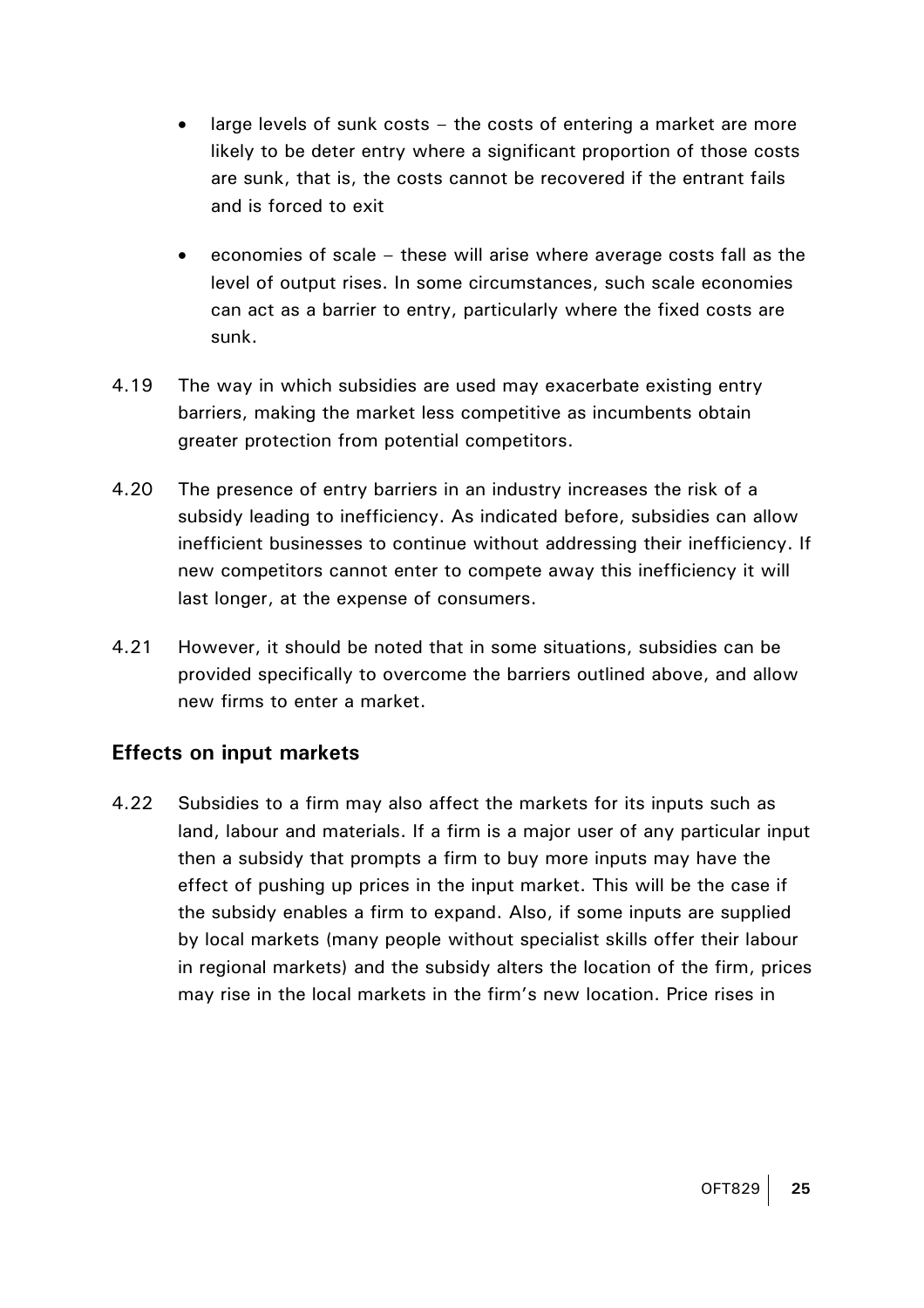- large levels of sunk costs – the costs of entering a market are more likely to be deter entry where a significant proportion of those costs are sunk, that is, the costs cannot be recovered if the entrant fails and is forced to exit

- economies of scale – these will arise where average costs fall as the level of output rises. In some circumstances, such scale economies can act as a barrier to entry, particularly where the fixed costs are sunk.

4.19 The way in which subsidies are used may exacerbate existing entry barriers, making the market less competitive as incumbents obtain greater protection from potential competitors.

4.20 The presence of entry barriers in an industry increases the risk of a subsidy leading to inefficiency. As indicated before, subsidies can allow inefficient businesses to continue without addressing their inefficiency. If new competitors cannot enter to compete away this inefficiency it will last longer, at the expense of consumers.

4.21 However, it should be noted that in some situations, subsidies can be provided specifically to overcome the barriers outlined above, and allow new firms to enter a market.

## Effects on input markets

4.22 Subsidies to a firm may also affect the markets for its inputs such as land, labour and materials. If a firm is a major user of any particular input then a subsidy that prompts a firm to buy more inputs may have the effect of pushing up prices in the input market. This will be the case if the subsidy enables a firm to expand. Also, if some inputs are supplied by local markets (many people without specialist skills offer their labour in regional markets) and the subsidy alters the location of the firm, prices may rise in the local markets in the firm's new location. Price rises in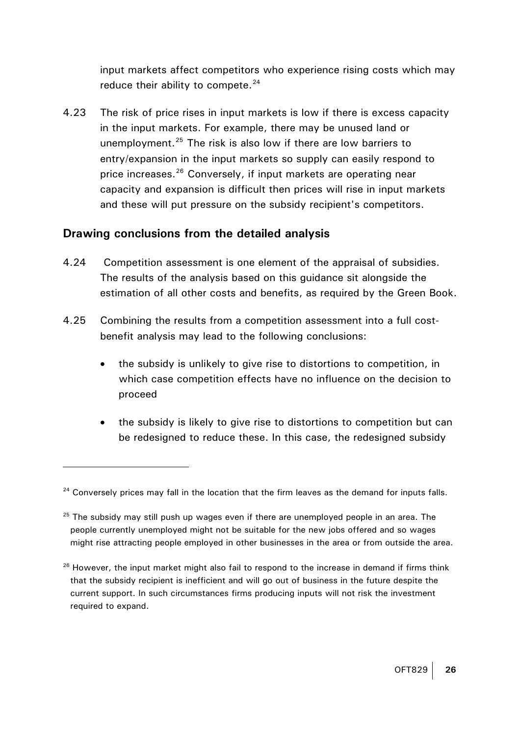input markets affect competitors who experience rising costs which may reduce their ability to compete.[24]

4.23 The risk of price rises in input markets is low if there is excess capacity in the input markets. For example, there may be unused land or unemployment.[25] The risk is also low if there are low barriers to entry/expansion in the input markets so supply can easily respond to price increases.[26] Conversely, if input markets are operating near capacity and expansion is difficult then prices will rise in input markets and these will put pressure on the subsidy recipient's competitors.

## Drawing conclusions from the detailed analysis

4.24 Competition assessment is one element of the appraisal of subsidies. The results of the analysis based on this guidance sit alongside the estimation of all other costs and benefits, as required by the Green Book.

4.25 Combining the results from a competition assessment into a full cost-benefit analysis may lead to the following conclusions:

- the subsidy is unlikely to give rise to distortions to competition, in which case competition effects have no influence on the decision to proceed
- the subsidy is likely to give rise to distortions to competition but can be redesigned to reduce these. In this case, the redesigned subsidy

---

[24] Conversely prices may fall in the location that the firm leaves as the demand for inputs falls.

[25] The subsidy may still push up wages even if there are unemployed people in an area. The people currently unemployed might not be suitable for the new jobs offered and so wages might rise attracting people employed in other businesses in the area or from outside the area.

[26] However, the input market might also fail to respond to the increase in demand if firms think that the subsidy recipient is inefficient and will go out of business in the future despite the current support. In such circumstances firms producing inputs will not risk the investment required to expand.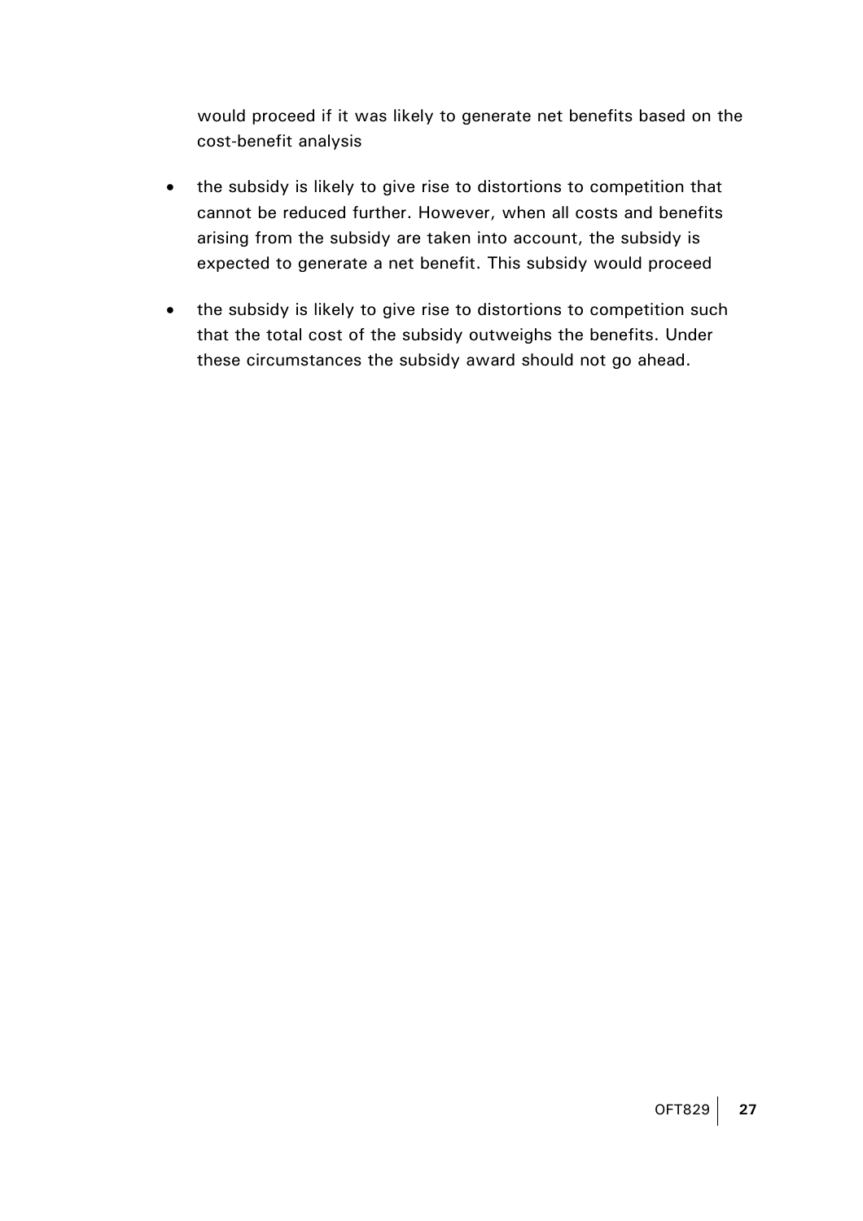would proceed if it was likely to generate net benefits based on the cost-benefit analysis

- the subsidy is likely to give rise to distortions to competition that cannot be reduced further. However, when all costs and benefits arising from the subsidy are taken into account, the subsidy is expected to generate a net benefit. This subsidy would proceed
- the subsidy is likely to give rise to distortions to competition such that the total cost of the subsidy outweighs the benefits. Under these circumstances the subsidy award should not go ahead.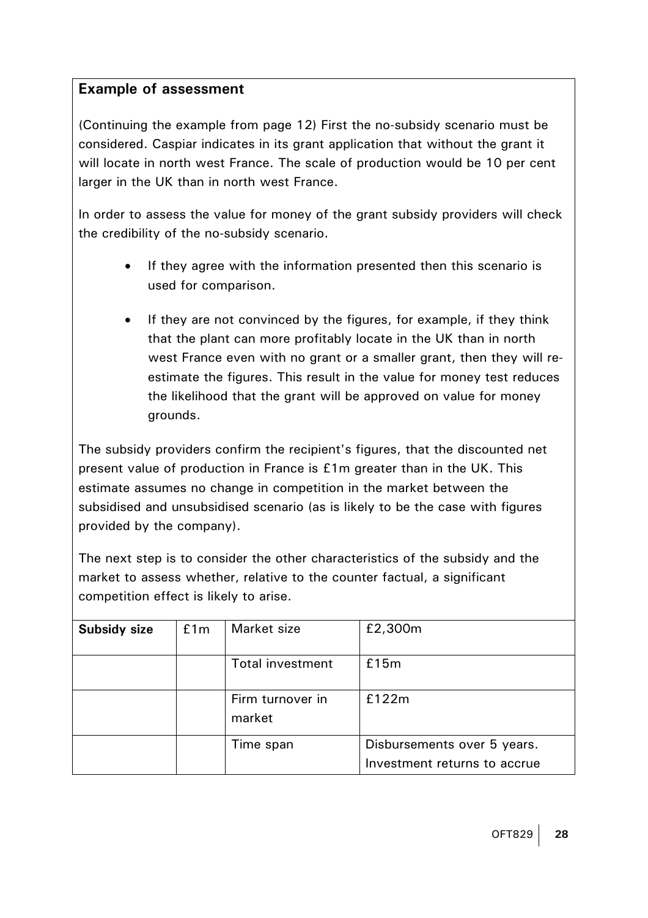**Example of assessment**

(Continuing the example from page 12) First the no-subsidy scenario must be considered. Caspiar indicates in its grant application that without the grant it will locate in north west France. The scale of production would be 10 per cent larger in the UK than in north west France.

In order to assess the value for money of the grant subsidy providers will check the credibility of the no-subsidy scenario.

- If they agree with the information presented then this scenario is used for comparison.
- If they are not convinced by the figures, for example, if they think that the plant can more profitably locate in the UK than in north west France even with no grant or a smaller grant, then they will re-estimate the figures. This result in the value for money test reduces the likelihood that the grant will be approved on value for money grounds.

The subsidy providers confirm the recipient's figures, that the discounted net present value of production in France is £1m greater than in the UK. This estimate assumes no change in competition in the market between the subsidised and unsubsidised scenario (as is likely to be the case with figures provided by the company).

The next step is to consider the other characteristics of the subsidy and the market to assess whether, relative to the counter factual, a significant competition effect is likely to arise.

| **Subsidy size** | £1m | Market size | £2,300m |
|---|---|---|---|
| | | Total investment | £15m |
| | | Firm turnover in market | £122m |
| | | Time span | Disbursements over 5 years. Investment returns to accrue |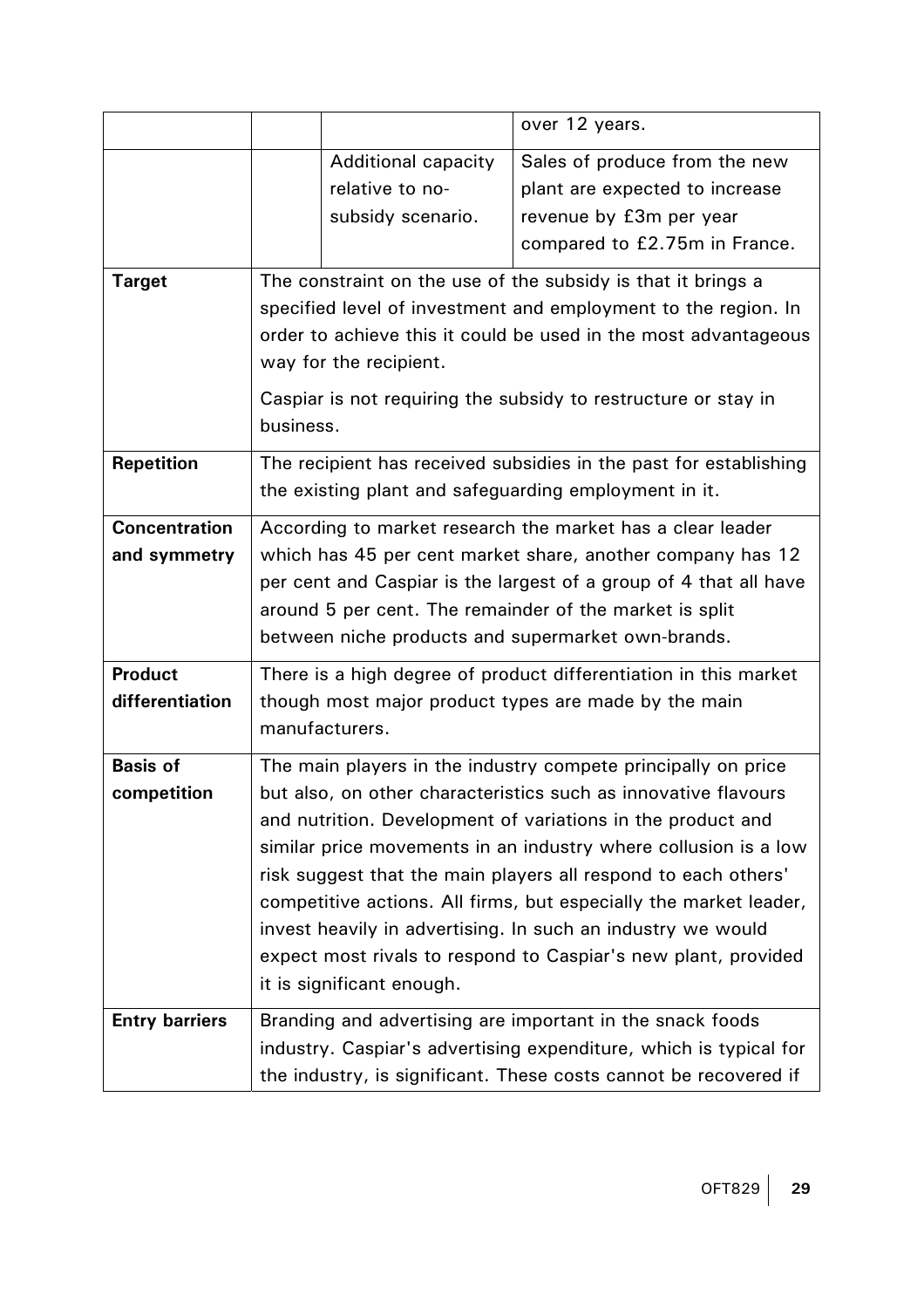| | | | |
|---|---|---|---|
| | | | over 12 years. |
| | | Additional capacity relative to no-subsidy scenario. | Sales of produce from the new plant are expected to increase revenue by £3m per year compared to £2.75m in France. |
| **Target** | The constraint on the use of the subsidy is that it brings a specified level of investment and employment to the region. In order to achieve this it could be used in the most advantageous way for the recipient.<br><br>Caspiar is not requiring the subsidy to restructure or stay in business. | | |
| **Repetition** | The recipient has received subsidies in the past for establishing the existing plant and safeguarding employment in it. | | |
| **Concentration and symmetry** | According to market research the market has a clear leader which has 45 per cent market share, another company has 12 per cent and Caspiar is the largest of a group of 4 that all have around 5 per cent. The remainder of the market is split between niche products and supermarket own-brands. | | |
| **Product differentiation** | There is a high degree of product differentiation in this market though most major product types are made by the main manufacturers. | | |
| **Basis of competition** | The main players in the industry compete principally on price but also, on other characteristics such as innovative flavours and nutrition. Development of variations in the product and similar price movements in an industry where collusion is a low risk suggest that the main players all respond to each others' competitive actions. All firms, but especially the market leader, invest heavily in advertising. In such an industry we would expect most rivals to respond to Caspiar's new plant, provided it is significant enough. | | |
| **Entry barriers** | Branding and advertising are important in the snack foods industry. Caspiar's advertising expenditure, which is typical for the industry, is significant. These costs cannot be recovered if | | |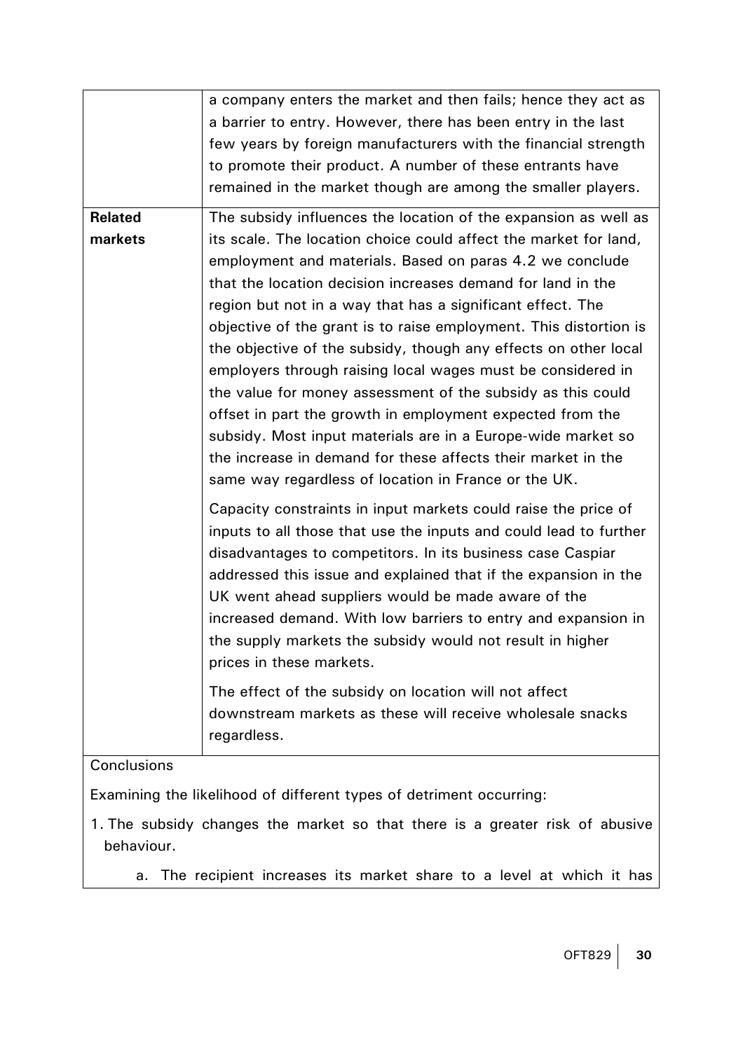| | |
|---|---|
| | a company enters the market and then fails; hence they act as a barrier to entry. However, there has been entry in the last few years by foreign manufacturers with the financial strength to promote their product. A number of these entrants have remained in the market though are among the smaller players. |
| **Related markets** | The subsidy influences the location of the expansion as well as its scale. The location choice could affect the market for land, employment and materials. Based on paras 4.2 we conclude that the location decision increases demand for land in the region but not in a way that has a significant effect. The objective of the grant is to raise employment. This distortion is the objective of the subsidy, though any effects on other local employers through raising local wages must be considered in the value for money assessment of the subsidy as this could offset in part the growth in employment expected from the subsidy. Most input materials are in a Europe-wide market so the increase in demand for these affects their market in the same way regardless of location in France or the UK.<br><br>Capacity constraints in input markets could raise the price of inputs to all those that use the inputs and could lead to further disadvantages to competitors. In its business case Caspiar addressed this issue and explained that if the expansion in the UK went ahead suppliers would be made aware of the increased demand. With low barriers to entry and expansion in the supply markets the subsidy would not result in higher prices in these markets.<br><br>The effect of the subsidy on location will not affect downstream markets as these will receive wholesale snacks regardless. |

Conclusions

Examining the likelihood of different types of detriment occurring:

1. The subsidy changes the market so that there is a greater risk of abusive behaviour.

   a. The recipient increases its market share to a level at which it has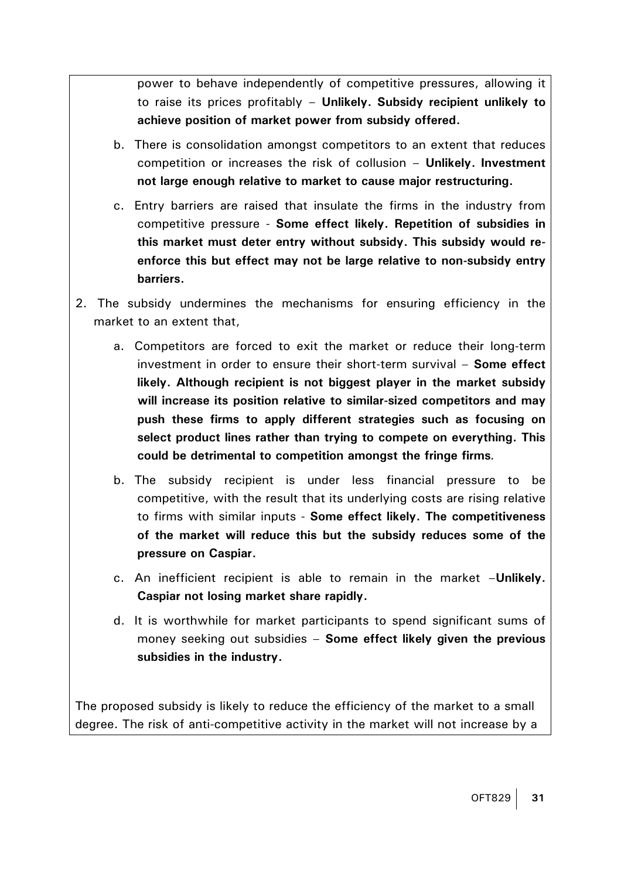power to behave independently of competitive pressures, allowing it to raise its prices profitably – **Unlikely. Subsidy recipient unlikely to achieve position of market power from subsidy offered.**

   b. There is consolidation amongst competitors to an extent that reduces competition or increases the risk of collusion – **Unlikely. Investment not large enough relative to market to cause major restructuring.**

   c. Entry barriers are raised that insulate the firms in the industry from competitive pressure - **Some effect likely. Repetition of subsidies in this market must deter entry without subsidy. This subsidy would re-enforce this but effect may not be large relative to non-subsidy entry barriers.**

2. The subsidy undermines the mechanisms for ensuring efficiency in the market to an extent that,

   a. Competitors are forced to exit the market or reduce their long-term investment in order to ensure their short-term survival – **Some effect likely. Although recipient is not biggest player in the market subsidy will increase its position relative to similar-sized competitors and may push these firms to apply different strategies such as focusing on select product lines rather than trying to compete on everything. This could be detrimental to competition amongst the fringe firms.**

   b. The subsidy recipient is under less financial pressure to be competitive, with the result that its underlying costs are rising relative to firms with similar inputs - **Some effect likely. The competitiveness of the market will reduce this but the subsidy reduces some of the pressure on Caspiar.**

   c. An inefficient recipient is able to remain in the market –**Unlikely. Caspiar not losing market share rapidly.**

   d. It is worthwhile for market participants to spend significant sums of money seeking out subsidies – **Some effect likely given the previous subsidies in the industry.**

The proposed subsidy is likely to reduce the efficiency of the market to a small degree. The risk of anti-competitive activity in the market will not increase by a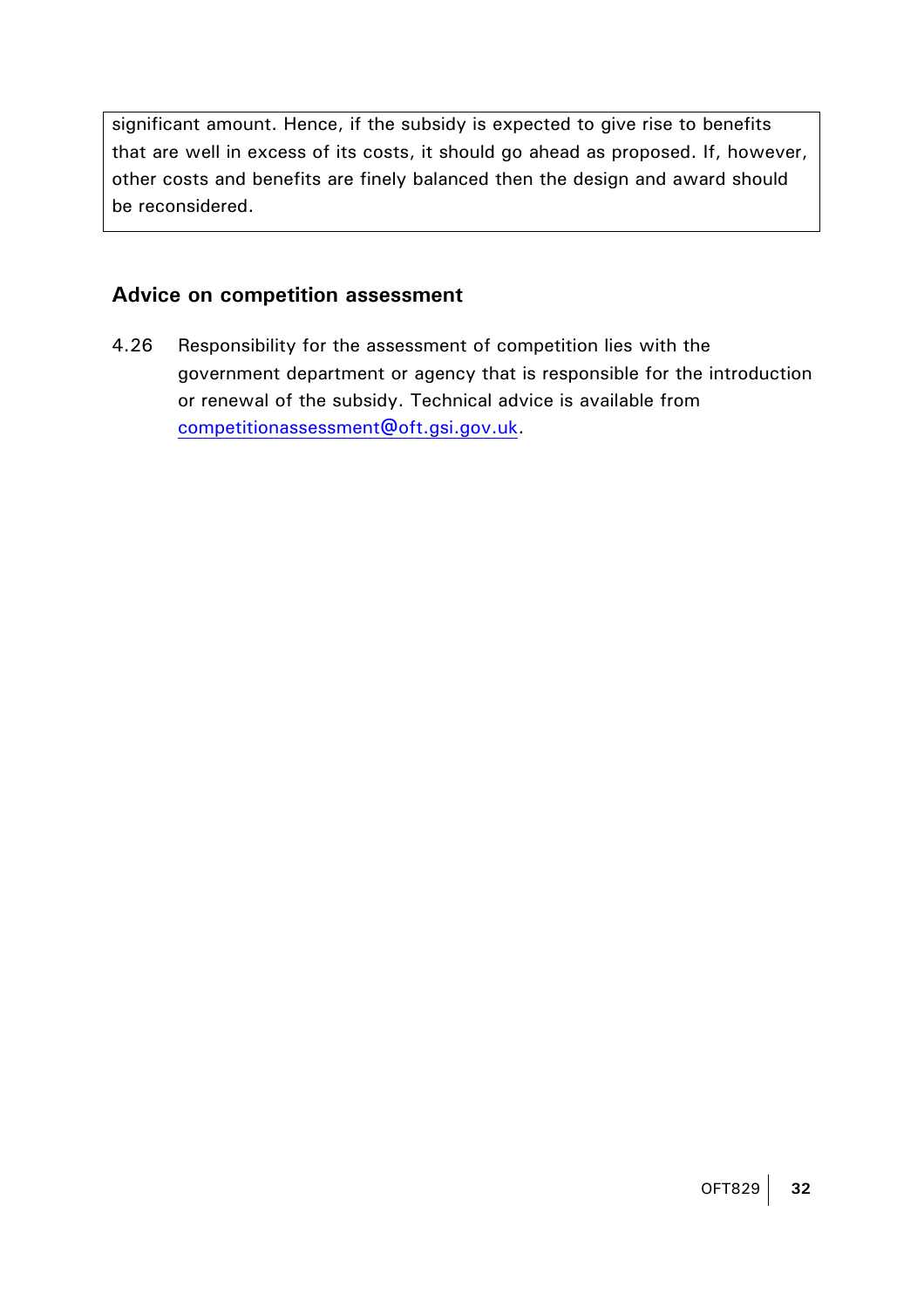significant amount. Hence, if the subsidy is expected to give rise to benefits that are well in excess of its costs, it should go ahead as proposed. If, however, other costs and benefits are finely balanced then the design and award should be reconsidered.

## Advice on competition assessment

4.26 Responsibility for the assessment of competition lies with the government department or agency that is responsible for the introduction or renewal of the subsidy. Technical advice is available from competitionassessment@oft.gsi.gov.uk.